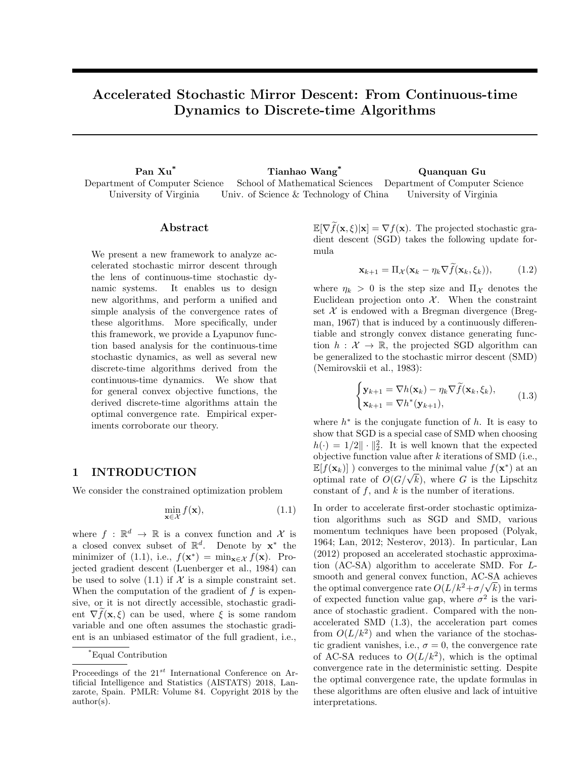# Accelerated Stochastic Mirror Descent: From Continuous-time Dynamics to Discrete-time Algorithms

**Pan Xu**[*] — Department of Computer Science, University of Virginia

**Tianhao Wang**[*] — School of Mathematical Sciences, Univ. of Science & Technology of China

**Quanquan Gu** — Department of Computer Science, University of Virginia

## Abstract

We present a new framework to analyze accelerated stochastic mirror descent through the lens of continuous-time stochastic dynamic systems. It enables us to design new algorithms, and perform a unified and simple analysis of the convergence rates of these algorithms. More specifically, under this framework, we provide a Lyapunov function based analysis for the continuous-time stochastic dynamics, as well as several new discrete-time algorithms derived from the continuous-time dynamics. We show that for general convex objective functions, the derived discrete-time algorithms attain the optimal convergence rate. Empirical experiments corroborate our theory.

## 1 INTRODUCTION

We consider the constrained optimization problem

$$\min_{\mathbf{x}\in\mathcal{X}} f(\mathbf{x}), \tag{1.1}$$

where $f : \mathbb{R}^d \to \mathbb{R}$ is a convex function and $\mathcal{X}$ is a closed convex subset of $\mathbb{R}^d$. Denote by $\mathbf{x}^*$ the minimizer of (1.1), i.e., $f(\mathbf{x}^*) = \min_{\mathbf{x}\in\mathcal{X}} f(\mathbf{x})$. Projected gradient descent (Luenberger et al., 1984) can be used to solve (1.1) if $\mathcal{X}$ is a simple constraint set. When the computation of the gradient of $f$ is expensive, or it is not directly accessible, stochastic gradient $\nabla\widetilde{f}(\mathbf{x},\xi)$ can be used, where $\xi$ is some random variable and one often assumes the stochastic gradient is an unbiased estimator of the full gradient, i.e., $\mathbb{E}[\nabla\widetilde{f}(\mathbf{x},\xi)|\mathbf{x}] = \nabla f(\mathbf{x})$. The projected stochastic gradient descent (SGD) takes the following update formula

$$\mathbf{x}_{k+1} = \Pi_{\mathcal{X}}(\mathbf{x}_k - \eta_k\nabla\widetilde{f}(\mathbf{x}_k,\xi_k)), \tag{1.2}$$

where $\eta_k > 0$ is the step size and $\Pi_{\mathcal{X}}$ denotes the Euclidean projection onto $\mathcal{X}$. When the constraint set $\mathcal{X}$ is endowed with a Bregman divergence (Bregman, 1967) that is induced by a continuously differentiable and strongly convex distance generating function $h : \mathcal{X} \to \mathbb{R}$, the projected SGD algorithm can be generalized to the stochastic mirror descent (SMD) (Nemirovskii et al., 1983):

$$\begin{cases} \mathbf{y}_{k+1} = \nabla h(\mathbf{x}_k) - \eta_k\nabla\widetilde{f}(\mathbf{x}_k,\xi_k), \\ \mathbf{x}_{k+1} = \nabla h^*(\mathbf{y}_{k+1}), \end{cases} \tag{1.3}$$

where $h^*$ is the conjugate function of $h$. It is easy to show that SGD is a special case of SMD when choosing $h(\cdot) = 1/2\|\cdot\|_2^2$. It is well known that the expected objective function value after $k$ iterations of SMD (i.e., $\mathbb{E}[f(\mathbf{x}_k)]$ ) converges to the minimal value $f(\mathbf{x}^*)$ at an optimal rate of $O(G/\sqrt{k})$, where $G$ is the Lipschitz constant of $f$, and $k$ is the number of iterations.

In order to accelerate first-order stochastic optimization algorithms such as SGD and SMD, various momentum techniques have been proposed (Polyak, 1964; Lan, 2012; Nesterov, 2013). In particular, Lan (2012) proposed an accelerated stochastic approximation (AC-SA) algorithm to accelerate SMD. For $L$-smooth and general convex function, AC-SA achieves the optimal convergence rate $O(L/k^2+\sigma/\sqrt{k})$ in terms of expected function value gap, where $\sigma^2$ is the variance of stochastic gradient. Compared with the non-accelerated SMD (1.3), the acceleration part comes from $O(L/k^2)$ and when the variance of the stochastic gradient vanishes, i.e., $\sigma = 0$, the convergence rate of AC-SA reduces to $O(L/k^2)$, which is the optimal convergence rate in the deterministic setting. Despite the optimal convergence rate, the update formulas in these algorithms are often elusive and lack of intuitive interpretations.

[*]Equal Contribution

Proceedings of the 21[st] International Conference on Artificial Intelligence and Statistics (AISTATS) 2018, Lanzarote, Spain. PMLR: Volume 84. Copyright 2018 by the author(s).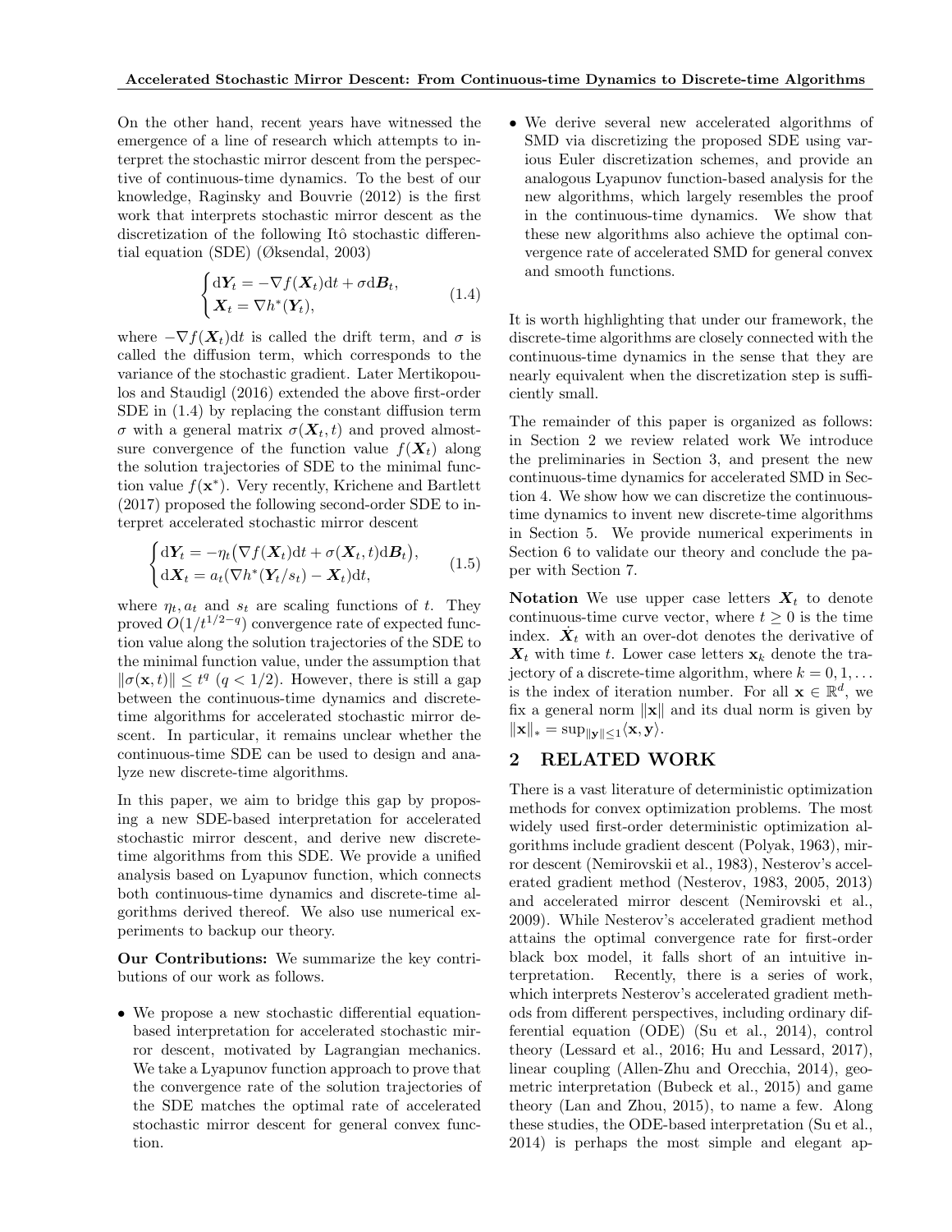On the other hand, recent years have witnessed the emergence of a line of research which attempts to interpret the stochastic mirror descent from the perspective of continuous-time dynamics. To the best of our knowledge, Raginsky and Bouvrie (2012) is the first work that interprets stochastic mirror descent as the discretization of the following Itô stochastic differential equation (SDE) (Øksendal, 2003)

$$\begin{cases} \mathrm{d}\boldsymbol{Y}_t = -\nabla f(\boldsymbol{X}_t)\mathrm{d}t + \sigma \mathrm{d}\boldsymbol{B}_t, \\ \boldsymbol{X}_t = \nabla h^*(\boldsymbol{Y}_t), \end{cases} \tag{1.4}$$

where $-\nabla f(\boldsymbol{X}_t)\mathrm{d}t$ is called the drift term, and $\sigma$ is called the diffusion term, which corresponds to the variance of the stochastic gradient. Later Mertikopoulos and Staudigl (2016) extended the above first-order SDE in (1.4) by replacing the constant diffusion term $\sigma$ with a general matrix $\sigma(\boldsymbol{X}_t, t)$ and proved almost-sure convergence of the function value $f(\boldsymbol{X}_t)$ along the solution trajectories of SDE to the minimal function value $f(\mathbf{x}^*)$. Very recently, Krichene and Bartlett (2017) proposed the following second-order SDE to interpret accelerated stochastic mirror descent

$$\begin{cases} \mathrm{d}\boldsymbol{Y}_t = -\eta_t\big(\nabla f(\boldsymbol{X}_t)\mathrm{d}t + \sigma(\boldsymbol{X}_t, t)\mathrm{d}\boldsymbol{B}_t\big), \\ \mathrm{d}\boldsymbol{X}_t = a_t(\nabla h^*(\boldsymbol{Y}_t/s_t) - \boldsymbol{X}_t)\mathrm{d}t, \end{cases} \tag{1.5}$$

where $\eta_t, a_t$ and $s_t$ are scaling functions of $t$. They proved $O(1/t^{1/2-q})$ convergence rate of expected function value along the solution trajectories of the SDE to the minimal function value, under the assumption that $\|\sigma(\mathbf{x}, t)\| \leq t^q$ $(q < 1/2)$. However, there is still a gap between the continuous-time dynamics and discrete-time algorithms for accelerated stochastic mirror descent. In particular, it remains unclear whether the continuous-time SDE can be used to design and analyze new discrete-time algorithms.

In this paper, we aim to bridge this gap by proposing a new SDE-based interpretation for accelerated stochastic mirror descent, and derive new discrete-time algorithms from this SDE. We provide a unified analysis based on Lyapunov function, which connects both continuous-time dynamics and discrete-time algorithms derived thereof. We also use numerical experiments to backup our theory.

**Our Contributions:** We summarize the key contributions of our work as follows.

- We propose a new stochastic differential equation-based interpretation for accelerated stochastic mirror descent, motivated by Lagrangian mechanics. We take a Lyapunov function approach to prove that the convergence rate of the solution trajectories of the SDE matches the optimal rate of accelerated stochastic mirror descent for general convex function.
- We derive several new accelerated algorithms of SMD via discretizing the proposed SDE using various Euler discretization schemes, and provide an analogous Lyapunov function-based analysis for the new algorithms, which largely resembles the proof in the continuous-time dynamics. We show that these new algorithms also achieve the optimal convergence rate of accelerated SMD for general convex and smooth functions.

It is worth highlighting that under our framework, the discrete-time algorithms are closely connected with the continuous-time dynamics in the sense that they are nearly equivalent when the discretization step is sufficiently small.

The remainder of this paper is organized as follows: in Section 2 we review related work We introduce the preliminaries in Section 3, and present the new continuous-time dynamics for accelerated SMD in Section 4. We show how we can discretize the continuous-time dynamics to invent new discrete-time algorithms in Section 5. We provide numerical experiments in Section 6 to validate our theory and conclude the paper with Section 7.

**Notation** We use upper case letters $\boldsymbol{X}_t$ to denote continuous-time curve vector, where $t \geq 0$ is the time index. $\dot{\boldsymbol{X}}_t$ with an over-dot denotes the derivative of $\boldsymbol{X}_t$ with time $t$. Lower case letters $\mathbf{x}_k$ denote the trajectory of a discrete-time algorithm, where $k = 0, 1, \ldots$ is the index of iteration number. For all $\mathbf{x} \in \mathbb{R}^d$, we fix a general norm $\|\mathbf{x}\|$ and its dual norm is given by $\|\mathbf{x}\|_* = \sup_{\|\mathbf{y}\|\leq 1}\langle \mathbf{x}, \mathbf{y}\rangle$.

## 2 RELATED WORK

There is a vast literature of deterministic optimization methods for convex optimization problems. The most widely used first-order deterministic optimization algorithms include gradient descent (Polyak, 1963), mirror descent (Nemirovskii et al., 1983), Nesterov's accelerated gradient method (Nesterov, 1983, 2005, 2013) and accelerated mirror descent (Nemirovski et al., 2009). While Nesterov's accelerated gradient method attains the optimal convergence rate for first-order black box model, it falls short of an intuitive interpretation. Recently, there is a series of work, which interprets Nesterov's accelerated gradient methods from different perspectives, including ordinary differential equation (ODE) (Su et al., 2014), control theory (Lessard et al., 2016; Hu and Lessard, 2017), linear coupling (Allen-Zhu and Orecchia, 2014), geometric interpretation (Bubeck et al., 2015) and game theory (Lan and Zhou, 2015), to name a few. Along these studies, the ODE-based interpretation (Su et al., 2014) is perhaps the most simple and elegant ap-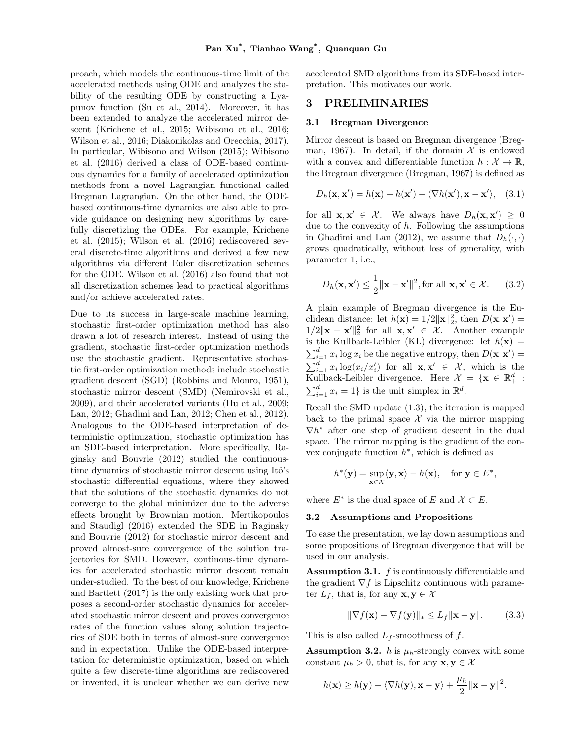proach, which models the continuous-time limit of the accelerated methods using ODE and analyzes the stability of the resulting ODE by constructing a Lyapunov function (Su et al., 2014). Moreover, it has been extended to analyze the accelerated mirror descent (Krichene et al., 2015; Wibisono et al., 2016; Wilson et al., 2016; Diakonikolas and Orecchia, 2017). In particular, Wibisono and Wilson (2015); Wibisono et al. (2016) derived a class of ODE-based continuous dynamics for a family of accelerated optimization methods from a novel Lagrangian functional called Bregman Lagrangian. On the other hand, the ODE-based continuous-time dynamics are also able to provide guidance on designing new algorithms by carefully discretizing the ODEs. For example, Krichene et al. (2015); Wilson et al. (2016) rediscovered several discrete-time algorithms and derived a few new algorithms via different Euler discretization schemes for the ODE. Wilson et al. (2016) also found that not all discretization schemes lead to practical algorithms and/or achieve accelerated rates.

Due to its success in large-scale machine learning, stochastic first-order optimization method has also drawn a lot of research interest. Instead of using the gradient, stochastic first-order optimization methods use the stochastic gradient. Representative stochastic first-order optimization methods include stochastic gradient descent (SGD) (Robbins and Monro, 1951), stochastic mirror descent (SMD) (Nemirovski et al., 2009), and their accelerated variants (Hu et al., 2009; Lan, 2012; Ghadimi and Lan, 2012; Chen et al., 2012). Analogous to the ODE-based interpretation of deterministic optimization, stochastic optimization has an SDE-based interpretation. More specifically, Raginsky and Bouvrie (2012) studied the continuous-time dynamics of stochastic mirror descent using Itô's stochastic differential equations, where they showed that the solutions of the stochastic dynamics do not converge to the global minimizer due to the adverse effects brought by Brownian motion. Mertikopoulos and Staudigl (2016) extended the SDE in Raginsky and Bouvrie (2012) for stochastic mirror descent and proved almost-sure convergence of the solution trajectories for SMD. However, continous-time dynamics for accelerated stochastic mirror descent remain under-studied. To the best of our knowledge, Krichene and Bartlett (2017) is the only existing work that proposes a second-order stochastic dynamics for accelerated stochastic mirror descent and proves convergence rates of the function values along solution trajectories of SDE both in terms of almost-sure convergence and in expectation. Unlike the ODE-based interpretation for deterministic optimization, based on which quite a few discrete-time algorithms are rediscovered or invented, it is unclear whether we can derive new accelerated SMD algorithms from its SDE-based interpretation. This motivates our work.

## 3 PRELIMINARIES

### 3.1 Bregman Divergence

Mirror descent is based on Bregman divergence (Bregman, 1967). In detail, if the domain $\mathcal{X}$ is endowed with a convex and differentiable function $h : \mathcal{X} \to \mathbb{R}$, the Bregman divergence (Bregman, 1967) is defined as

$$D_h(\mathbf{x}, \mathbf{x}') = h(\mathbf{x}) - h(\mathbf{x}') - \langle \nabla h(\mathbf{x}'), \mathbf{x} - \mathbf{x}' \rangle, \quad (3.1)$$

for all $\mathbf{x}, \mathbf{x}' \in \mathcal{X}$. We always have $D_h(\mathbf{x}, \mathbf{x}') \geq 0$ due to the convexity of $h$. Following the assumptions in Ghadimi and Lan (2012), we assume that $D_h(\cdot, \cdot)$ grows quadratically, without loss of generality, with parameter 1, i.e.,

$$D_h(\mathbf{x}, \mathbf{x}') \leq \frac{1}{2}\|\mathbf{x} - \mathbf{x}'\|^2, \text{for all } \mathbf{x}, \mathbf{x}' \in \mathcal{X}. \quad (3.2)$$

A plain example of Bregman divergence is the Euclidean distance: let $h(\mathbf{x}) = 1/2\|\mathbf{x}\|_2^2$, then $D(\mathbf{x}, \mathbf{x}') = 1/2\|\mathbf{x} - \mathbf{x}'\|_2^2$ for all $\mathbf{x}, \mathbf{x}' \in \mathcal{X}$. Another example is the Kullback-Leibler (KL) divergence: let $h(\mathbf{x}) = \sum_{i=1}^d x_i \log x_i$ be the negative entropy, then $D(\mathbf{x}, \mathbf{x}') = \sum_{i=1}^d x_i \log(x_i/x_i')$ for all $\mathbf{x}, \mathbf{x}' \in \mathcal{X}$, which is the Kullback-Leibler divergence. Here $\mathcal{X} = \{\mathbf{x} \in \mathbb{R}_+^d : \sum_{i=1}^d x_i = 1\}$ is the unit simplex in $\mathbb{R}^d$.

Recall the SMD update (1.3), the iteration is mapped back to the primal space $\mathcal{X}$ via the mirror mapping $\nabla h^*$ after one step of gradient descent in the dual space. The mirror mapping is the gradient of the convex conjugate function $h^*$, which is defined as

$$h^*(\mathbf{y}) = \sup_{\mathbf{x} \in \mathcal{X}} \langle \mathbf{y}, \mathbf{x} \rangle - h(\mathbf{x}), \quad \text{for } \mathbf{y} \in E^*,$$

where $E^*$ is the dual space of $E$ and $\mathcal{X} \subset E$.

### 3.2 Assumptions and Propositions

To ease the presentation, we lay down assumptions and some propositions of Bregman divergence that will be used in our analysis.

**Assumption 3.1.** $f$ is continuously differentiable and the gradient $\nabla f$ is Lipschitz continuous with parameter $L_f$, that is, for any $\mathbf{x}, \mathbf{y} \in \mathcal{X}$

$$\|\nabla f(\mathbf{x}) - \nabla f(\mathbf{y})\|_* \leq L_f \|\mathbf{x} - \mathbf{y}\|. \quad (3.3)$$

This is also called $L_f$-smoothness of $f$.

**Assumption 3.2.** $h$ is $\mu_h$-strongly convex with some constant $\mu_h > 0$, that is, for any $\mathbf{x}, \mathbf{y} \in \mathcal{X}$

$$h(\mathbf{x}) \geq h(\mathbf{y}) + \langle \nabla h(\mathbf{y}), \mathbf{x} - \mathbf{y} \rangle + \frac{\mu_h}{2}\|\mathbf{x} - \mathbf{y}\|^2.$$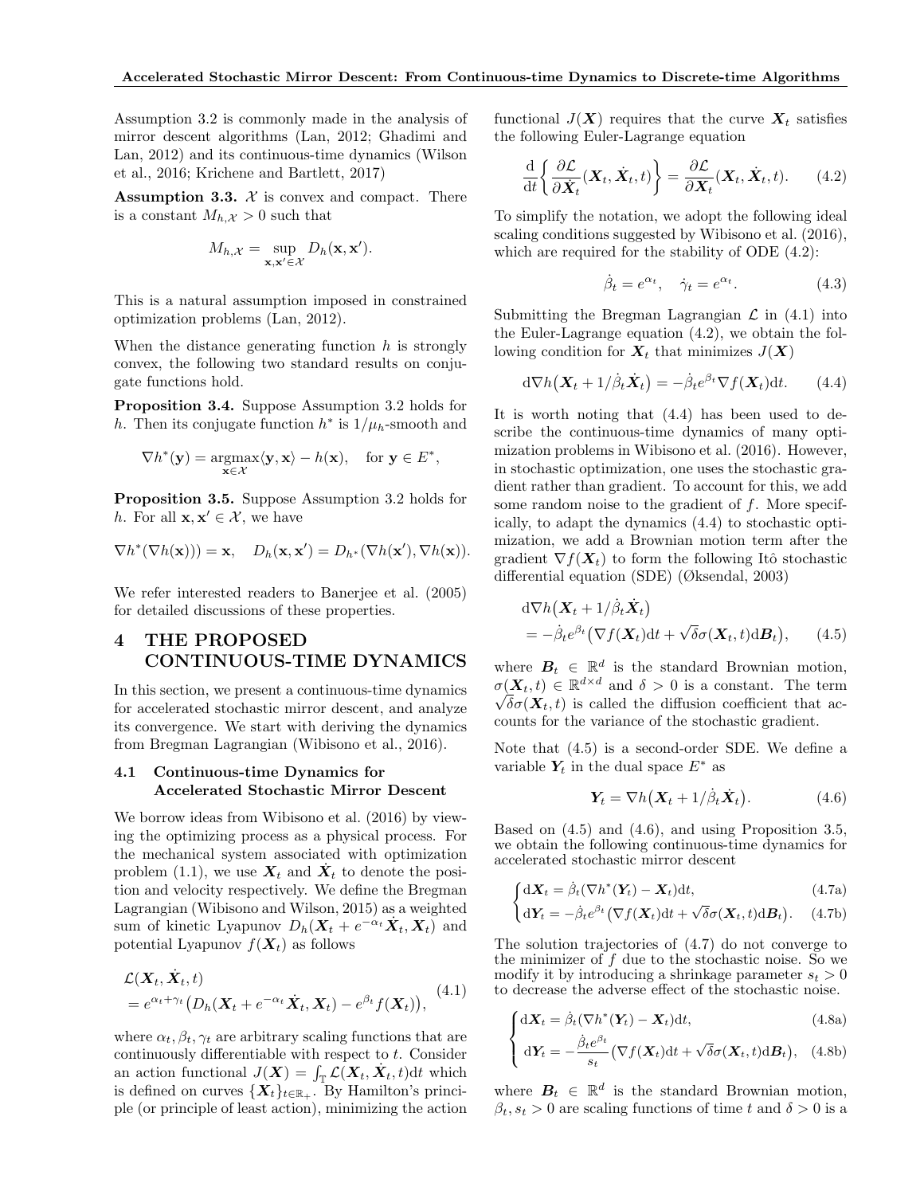Assumption 3.2 is commonly made in the analysis of mirror descent algorithms (Lan, 2012; Ghadimi and Lan, 2012) and its continuous-time dynamics (Wilson et al., 2016; Krichene and Bartlett, 2017)

**Assumption 3.3.** $\mathcal{X}$ is convex and compact. There is a constant $M_{h,\mathcal{X}} > 0$ such that

$$M_{h,\mathcal{X}} = \sup_{\mathbf{x},\mathbf{x}' \in \mathcal{X}} D_h(\mathbf{x}, \mathbf{x}').$$

This is a natural assumption imposed in constrained optimization problems (Lan, 2012).

When the distance generating function $h$ is strongly convex, the following two standard results on conjugate functions hold.

**Proposition 3.4.** Suppose Assumption 3.2 holds for $h$. Then its conjugate function $h^*$ is $1/\mu_h$-smooth and

$$\nabla h^*(\mathbf{y}) = \operatorname*{argmax}_{\mathbf{x} \in \mathcal{X}} \langle \mathbf{y}, \mathbf{x} \rangle - h(\mathbf{x}), \quad \text{for } \mathbf{y} \in E^*,$$

**Proposition 3.5.** Suppose Assumption 3.2 holds for $h$. For all $\mathbf{x}, \mathbf{x}' \in \mathcal{X}$, we have

$$\nabla h^*(\nabla h(\mathbf{x}))) = \mathbf{x}, \quad D_h(\mathbf{x}, \mathbf{x}') = D_{h^*}(\nabla h(\mathbf{x}'), \nabla h(\mathbf{x})).$$

We refer interested readers to Banerjee et al. (2005) for detailed discussions of these properties.

# 4 THE PROPOSED CONTINUOUS-TIME DYNAMICS

In this section, we present a continuous-time dynamics for accelerated stochastic mirror descent, and analyze its convergence. We start with deriving the dynamics from Bregman Lagrangian (Wibisono et al., 2016).

## 4.1 Continuous-time Dynamics for Accelerated Stochastic Mirror Descent

We borrow ideas from Wibisono et al. (2016) by viewing the optimizing process as a physical process. For the mechanical system associated with optimization problem (1.1), we use $\boldsymbol{X}_t$ and $\dot{\boldsymbol{X}}_t$ to denote the position and velocity respectively. We define the Bregman Lagrangian (Wibisono and Wilson, 2015) as a weighted sum of kinetic Lyapunov $D_h(\boldsymbol{X}_t + e^{-\alpha_t}\dot{\boldsymbol{X}}_t, \boldsymbol{X}_t)$ and potential Lyapunov $f(\boldsymbol{X}_t)$ as follows

$$\begin{aligned}
&\mathcal{L}(\boldsymbol{X}_t, \dot{\boldsymbol{X}}_t, t) \\
&= e^{\alpha_t + \gamma_t}\big(D_h(\boldsymbol{X}_t + e^{-\alpha_t}\dot{\boldsymbol{X}}_t, \boldsymbol{X}_t) - e^{\beta_t} f(\boldsymbol{X}_t)\big),
\end{aligned} \tag{4.1}$$

where $\alpha_t, \beta_t, \gamma_t$ are arbitrary scaling functions that are continuously differentiable with respect to $t$. Consider an action functional $J(\boldsymbol{X}) = \int_{\mathbb{T}} \mathcal{L}(\boldsymbol{X}_t, \dot{\boldsymbol{X}}_t, t)\mathrm{d}t$ which is defined on curves $\{\boldsymbol{X}_t\}_{t \in \mathbb{R}_+}$. By Hamilton's principle (or principle of least action), minimizing the action functional $J(\boldsymbol{X})$ requires that the curve $\boldsymbol{X}_t$ satisfies the following Euler-Lagrange equation

$$\frac{\mathrm{d}}{\mathrm{d}t}\bigg\{\frac{\partial \mathcal{L}}{\partial \dot{\boldsymbol{X}}_t}(\boldsymbol{X}_t, \dot{\boldsymbol{X}}_t, t)\bigg\} = \frac{\partial \mathcal{L}}{\partial \boldsymbol{X}_t}(\boldsymbol{X}_t, \dot{\boldsymbol{X}}_t, t). \tag{4.2}$$

To simplify the notation, we adopt the following ideal scaling conditions suggested by Wibisono et al. (2016), which are required for the stability of ODE (4.2):

$$\dot{\beta}_t = e^{\alpha_t}, \quad \dot{\gamma}_t = e^{\alpha_t}. \tag{4.3}$$

Submitting the Bregman Lagrangian $\mathcal{L}$ in (4.1) into the Euler-Lagrange equation (4.2), we obtain the following condition for $\boldsymbol{X}_t$ that minimizes $J(\boldsymbol{X})$

$$\mathrm{d}\nabla h\big(\boldsymbol{X}_t + 1/\dot{\beta}_t\dot{\boldsymbol{X}}_t\big) = -\dot{\beta}_t e^{\beta_t}\nabla f(\boldsymbol{X}_t)\mathrm{d}t. \tag{4.4}$$

It is worth noting that (4.4) has been used to describe the continuous-time dynamics of many optimization problems in Wibisono et al. (2016). However, in stochastic optimization, one uses the stochastic gradient rather than gradient. To account for this, we add some random noise to the gradient of $f$. More specifically, to adapt the dynamics (4.4) to stochastic optimization, we add a Brownian motion term after the gradient $\nabla f(\boldsymbol{X}_t)$ to form the following Itô stochastic differential equation (SDE) (Øksendal, 2003)

$$\begin{aligned}
&\mathrm{d}\nabla h\big(\boldsymbol{X}_t + 1/\dot{\beta}_t\dot{\boldsymbol{X}}_t\big) \\
&\quad = -\dot{\beta}_t e^{\beta_t}\big(\nabla f(\boldsymbol{X}_t)\mathrm{d}t + \sqrt{\delta}\sigma(\boldsymbol{X}_t, t)\mathrm{d}\boldsymbol{B}_t\big),
\end{aligned} \tag{4.5}$$

where $\boldsymbol{B}_t \in \mathbb{R}^d$ is the standard Brownian motion, $\sigma(\boldsymbol{X}_t, t) \in \mathbb{R}^{d\times d}$ and $\delta > 0$ is a constant. The term $\sqrt{\delta}\sigma(\boldsymbol{X}_t, t)$ is called the diffusion coefficient that accounts for the variance of the stochastic gradient.

Note that (4.5) is a second-order SDE. We define a variable $\boldsymbol{Y}_t$ in the dual space $E^*$ as

$$\boldsymbol{Y}_t = \nabla h\big(\boldsymbol{X}_t + 1/\dot{\beta}_t\dot{\boldsymbol{X}}_t\big). \tag{4.6}$$

Based on (4.5) and (4.6), and using Proposition 3.5, we obtain the following continuous-time dynamics for accelerated stochastic mirror descent

$$\begin{cases}
\mathrm{d}\boldsymbol{X}_t = \dot{\beta}_t(\nabla h^*(\boldsymbol{Y}_t) - \boldsymbol{X}_t)\mathrm{d}t, & (4.7\text{a}) \\
\mathrm{d}\boldsymbol{Y}_t = -\dot{\beta}_t e^{\beta_t}\big(\nabla f(\boldsymbol{X}_t)\mathrm{d}t + \sqrt{\delta}\sigma(\boldsymbol{X}_t, t)\mathrm{d}\boldsymbol{B}_t\big). & (4.7\text{b})
\end{cases}$$

The solution trajectories of (4.7) do not converge to the minimizer of $f$ due to the stochastic noise. So we modify it by introducing a shrinkage parameter $s_t > 0$ to decrease the adverse effect of the stochastic noise.

$$\begin{cases}
\mathrm{d}\boldsymbol{X}_t = \dot{\beta}_t(\nabla h^*(\boldsymbol{Y}_t) - \boldsymbol{X}_t)\mathrm{d}t, & (4.8\text{a}) \\
\mathrm{d}\boldsymbol{Y}_t = -\dfrac{\dot{\beta}_t e^{\beta_t}}{s_t}\big(\nabla f(\boldsymbol{X}_t)\mathrm{d}t + \sqrt{\delta}\sigma(\boldsymbol{X}_t, t)\mathrm{d}\boldsymbol{B}_t\big), & (4.8\text{b})
\end{cases}$$

where $\boldsymbol{B}_t \in \mathbb{R}^d$ is the standard Brownian motion, $\beta_t, s_t > 0$ are scaling functions of time $t$ and $\delta > 0$ is a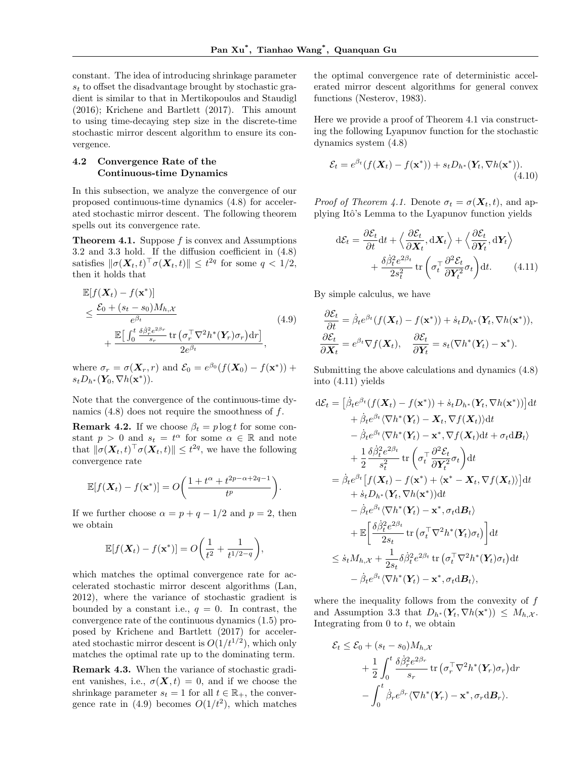constant. The idea of introducing shrinkage parameter $s_t$ to offset the disadvantage brought by stochastic gradient is similar to that in Mertikopoulos and Staudigl (2016); Krichene and Bartlett (2017). This amount to using time-decaying step size in the discrete-time stochastic mirror descent algorithm to ensure its convergence.

### 4.2 Convergence Rate of the Continuous-time Dynamics

In this subsection, we analyze the convergence of our proposed continuous-time dynamics (4.8) for accelerated stochastic mirror descent. The following theorem spells out its convergence rate.

**Theorem 4.1.** Suppose $f$ is convex and Assumptions 3.2 and 3.3 hold. If the diffusion coefficient in (4.8) satisfies $\|\sigma(\boldsymbol{X}_t,t)^\top\sigma(\boldsymbol{X}_t,t)\| \le t^{2q}$ for some $q < 1/2$, then it holds that

$$
\begin{aligned}
&\mathbb{E}[f(\boldsymbol{X}_t) - f(\mathbf{x}^*)] \\
&\le \frac{\mathcal{E}_0 + (s_t - s_0)M_{h,\mathcal{X}}}{e^{\beta_t}} \\
&\quad + \frac{\mathbb{E}\big[\int_0^t \frac{\delta\dot{\beta}_r^2 e^{2\beta_r}}{s_r}\operatorname{tr}\big(\sigma_r^\top \nabla^2 h^*(\boldsymbol{Y}_r)\sigma_r\big)\mathrm{d}r\big]}{2e^{\beta_t}},
\end{aligned}
\tag{4.9}
$$

where $\sigma_r = \sigma(\boldsymbol{X}_r, r)$ and $\mathcal{E}_0 = e^{\beta_0}(f(\boldsymbol{X}_0) - f(\mathbf{x}^*)) + s_t D_{h^*}(\boldsymbol{Y}_0, \nabla h(\mathbf{x}^*))$.

Note that the convergence of the continuous-time dynamics (4.8) does not require the smoothness of $f$.

**Remark 4.2.** If we choose $\beta_t = p\log t$ for some constant $p > 0$ and $s_t = t^\alpha$ for some $\alpha \in \mathbb{R}$ and note that $\|\sigma(\boldsymbol{X}_t,t)^\top\sigma(\boldsymbol{X}_t,t)\| \le t^{2q}$, we have the following convergence rate

$$
\mathbb{E}[f(\boldsymbol{X}_t) - f(\mathbf{x}^*)] = O\bigg(\frac{1 + t^\alpha + t^{2p-\alpha+2q-1}}{t^p}\bigg).
$$

If we further choose $\alpha = p + q - 1/2$ and $p = 2$, then we obtain

$$
\mathbb{E}[f(\boldsymbol{X}_t) - f(\mathbf{x}^*)] = O\bigg(\frac{1}{t^2} + \frac{1}{t^{1/2-q}}\bigg),
$$

which matches the optimal convergence rate for accelerated stochastic mirror descent algorithms (Lan, 2012), where the variance of stochastic gradient is bounded by a constant i.e., $q = 0$. In contrast, the convergence rate of the continuous dynamics (1.5) proposed by Krichene and Bartlett (2017) for accelerated stochastic mirror descent is $O(1/t^{1/2})$, which only matches the optimal rate up to the dominating term.

**Remark 4.3.** When the variance of stochastic gradient vanishes, i.e., $\sigma(\boldsymbol{X},t) = 0$, and if we choose the shrinkage parameter $s_t = 1$ for all $t \in \mathbb{R}_+$, the convergence rate in (4.9) becomes $O(1/t^2)$, which matches the optimal convergence rate of deterministic accelerated mirror descent algorithms for general convex functions (Nesterov, 1983).

Here we provide a proof of Theorem 4.1 via constructing the following Lyapunov function for the stochastic dynamics system (4.8)

$$
\mathcal{E}_t = e^{\beta_t}(f(\boldsymbol{X}_t) - f(\mathbf{x}^*)) + s_t D_{h^*}(\boldsymbol{Y}_t, \nabla h(\mathbf{x}^*)).
\tag{4.10}
$$

*Proof of Theorem 4.1.* Denote $\sigma_t = \sigma(\boldsymbol{X}_t, t)$, and applying Itô's Lemma to the Lyapunov function yields

$$
\begin{aligned}
\mathrm{d}\mathcal{E}_t = \frac{\partial \mathcal{E}_t}{\partial t}\mathrm{d}t + \Big\langle \frac{\partial \mathcal{E}_t}{\partial \boldsymbol{X}_t}, \mathrm{d}\boldsymbol{X}_t\Big\rangle + \Big\langle \frac{\partial \mathcal{E}_t}{\partial \boldsymbol{Y}_t}, \mathrm{d}\boldsymbol{Y}_t\Big\rangle \\
+ \frac{\delta\dot{\beta}_t^2 e^{2\beta_t}}{2s_t^2}\operatorname{tr}\bigg(\sigma_t^\top \frac{\partial^2\mathcal{E}_t}{\partial \boldsymbol{Y}_t^2}\sigma_t\bigg)\mathrm{d}t.
\end{aligned}
\tag{4.11}
$$

By simple calculus, we have

$$
\begin{aligned}
\frac{\partial \mathcal{E}_t}{\partial t} &= \dot{\beta}_t e^{\beta_t}(f(\boldsymbol{X}_t) - f(\mathbf{x}^*)) + \dot{s}_t D_{h^*}(\boldsymbol{Y}_t, \nabla h(\mathbf{x}^*)),\\
\frac{\partial \mathcal{E}_t}{\partial \boldsymbol{X}_t} &= e^{\beta_t}\nabla f(\boldsymbol{X}_t), \quad \frac{\partial \mathcal{E}_t}{\partial \boldsymbol{Y}_t} = s_t(\nabla h^*(\boldsymbol{Y}_t) - \mathbf{x}^*).
\end{aligned}
$$

Submitting the above calculations and dynamics (4.8) into (4.11) yields

$$
\begin{aligned}
\mathrm{d}\mathcal{E}_t &= \big[\dot{\beta}_t e^{\beta_t}(f(\boldsymbol{X}_t) - f(\mathbf{x}^*)) + \dot{s}_t D_{h^*}(\boldsymbol{Y}_t, \nabla h(\mathbf{x}^*))\big]\mathrm{d}t\\
&\quad + \dot{\beta}_t e^{\beta_t}\langle \nabla h^*(\boldsymbol{Y}_t) - \boldsymbol{X}_t, \nabla f(\boldsymbol{X}_t)\rangle \mathrm{d}t\\
&\quad - \dot{\beta}_t e^{\beta_t}\langle \nabla h^*(\boldsymbol{Y}_t) - \mathbf{x}^*, \nabla f(\boldsymbol{X}_t)\mathrm{d}t + \sigma_t \mathrm{d}\boldsymbol{B}_t\rangle\\
&\quad + \frac{1}{2}\frac{\delta\dot{\beta}_t^2 e^{2\beta_t}}{s_t^2}\operatorname{tr}\bigg(\sigma_t^\top \frac{\partial^2\mathcal{E}_t}{\partial \boldsymbol{Y}_t^2}\sigma_t\bigg)\mathrm{d}t\\
&= \dot{\beta}_t e^{\beta_t}\big[f(\boldsymbol{X}_t) - f(\mathbf{x}^*) + \langle \mathbf{x}^* - \boldsymbol{X}_t, \nabla f(\boldsymbol{X}_t)\rangle\big]\mathrm{d}t\\
&\quad + \dot{s}_t D_{h^*}(\boldsymbol{Y}_t, \nabla h(\mathbf{x}^*))\mathrm{d}t\\
&\quad - \dot{\beta}_t e^{\beta_t}\langle \nabla h^*(\boldsymbol{Y}_t) - \mathbf{x}^*, \sigma_t \mathrm{d}\boldsymbol{B}_t\rangle\\
&\quad + \mathbb{E}\bigg[\frac{\delta\dot{\beta}_t^2 e^{2\beta_t}}{2s_t}\operatorname{tr}\big(\sigma_t^\top \nabla^2 h^*(\boldsymbol{Y}_t)\sigma_t\big)\bigg]\mathrm{d}t\\
&\le \dot{s}_t M_{h,\mathcal{X}} + \frac{1}{2s_t}\delta\dot{\beta}_t^2 e^{2\beta_t}\operatorname{tr}\big(\sigma_t^\top \nabla^2 h^*(\boldsymbol{Y}_t)\sigma_t\big)\mathrm{d}t\\
&\quad - \dot{\beta}_t e^{\beta_t}\langle \nabla h^*(\boldsymbol{Y}_t) - \mathbf{x}^*, \sigma_t \mathrm{d}\boldsymbol{B}_t\rangle,
\end{aligned}
$$

where the inequality follows from the convexity of $f$ and Assumption 3.3 that $D_{h^*}(\boldsymbol{Y}_t, \nabla h(\mathbf{x}^*)) \le M_{h,\mathcal{X}}$. Integrating from 0 to $t$, we obtain

$$
\begin{aligned}
\mathcal{E}_t &\le \mathcal{E}_0 + (s_t - s_0)M_{h,\mathcal{X}}\\
&\quad + \frac{1}{2}\int_0^t \frac{\delta\dot{\beta}_r^2 e^{2\beta_r}}{s_r}\operatorname{tr}\big(\sigma_r^\top \nabla^2 h^*(\boldsymbol{Y}_r)\sigma_r\big)\mathrm{d}r\\
&\quad - \int_0^t \dot{\beta}_r e^{\beta_r}\langle \nabla h^*(\boldsymbol{Y}_r) - \mathbf{x}^*, \sigma_r \mathrm{d}\boldsymbol{B}_r\rangle.
\end{aligned}
$$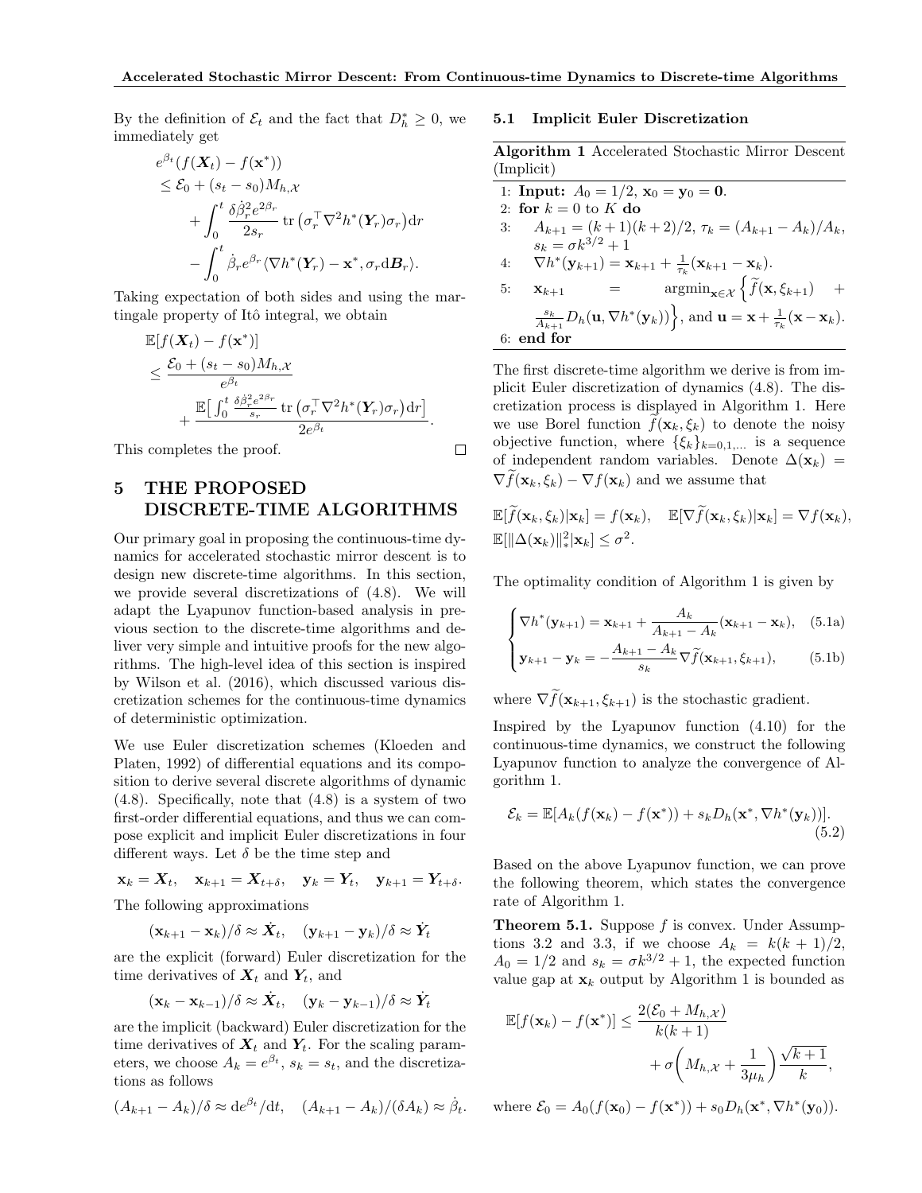By the definition of $\mathcal{E}_t$ and the fact that $D_h^* \geq 0$, we immediately get

$$
\begin{aligned}
& e^{\beta_t}(f(\boldsymbol{X}_t) - f(\mathbf{x}^*)) \\
& \leq \mathcal{E}_0 + (s_t - s_0) M_{h,\mathcal{X}} \\
& \quad + \int_0^t \frac{\delta \dot{\beta}_r^2 e^{2\beta_r}}{2 s_r} \operatorname{tr}\big(\sigma_r^\top \nabla^2 h^*(\boldsymbol{Y}_r)\sigma_r\big)\mathrm{d}r \\
& \quad - \int_0^t \dot{\beta}_r e^{\beta_r} \langle \nabla h^*(\boldsymbol{Y}_r) - \mathbf{x}^*, \sigma_r \mathrm{d}\boldsymbol{B}_r\rangle.
\end{aligned}
$$

Taking expectation of both sides and using the martingale property of Itô integral, we obtain

$$
\begin{aligned}
& \mathbb{E}[f(\boldsymbol{X}_t) - f(\mathbf{x}^*)] \\
& \leq \frac{\mathcal{E}_0 + (s_t - s_0) M_{h,\mathcal{X}}}{e^{\beta_t}} \\
& \quad + \frac{\mathbb{E}\big[\int_0^t \frac{\delta \dot{\beta}_r^2 e^{2\beta_r}}{s_r} \operatorname{tr}\big(\sigma_r^\top \nabla^2 h^*(\boldsymbol{Y}_r)\sigma_r\big)\mathrm{d}r\big]}{2 e^{\beta_t}}.
\end{aligned}
$$

This completes the proof. □

# 5 THE PROPOSED DISCRETE-TIME ALGORITHMS

Our primary goal in proposing the continuous-time dynamics for accelerated stochastic mirror descent is to design new discrete-time algorithms. In this section, we provide several discretizations of (4.8). We will adapt the Lyapunov function-based analysis in previous section to the discrete-time algorithms and deliver very simple and intuitive proofs for the new algorithms. The high-level idea of this section is inspired by Wilson et al. (2016), which discussed various discretization schemes for the continuous-time dynamics of deterministic optimization.

We use Euler discretization schemes (Kloeden and Platen, 1992) of differential equations and its composition to derive several discrete algorithms of dynamic (4.8). Specifically, note that (4.8) is a system of two first-order differential equations, and thus we can compose explicit and implicit Euler discretizations in four different ways. Let $\delta$ be the time step and

$$
\mathbf{x}_k = \boldsymbol{X}_t, \quad \mathbf{x}_{k+1} = \boldsymbol{X}_{t+\delta}, \quad \mathbf{y}_k = \boldsymbol{Y}_t, \quad \mathbf{y}_{k+1} = \boldsymbol{Y}_{t+\delta}.
$$

The following approximations

$$
(\mathbf{x}_{k+1} - \mathbf{x}_k)/\delta \approx \dot{\boldsymbol{X}}_t, \quad (\mathbf{y}_{k+1} - \mathbf{y}_k)/\delta \approx \dot{\boldsymbol{Y}}_t
$$

are the explicit (forward) Euler discretization for the time derivatives of $\boldsymbol{X}_t$ and $\boldsymbol{Y}_t$, and

$$
(\mathbf{x}_k - \mathbf{x}_{k-1})/\delta \approx \dot{\boldsymbol{X}}_t, \quad (\mathbf{y}_k - \mathbf{y}_{k-1})/\delta \approx \dot{\boldsymbol{Y}}_t
$$

are the implicit (backward) Euler discretization for the time derivatives of $\boldsymbol{X}_t$ and $\boldsymbol{Y}_t$. For the scaling parameters, we choose $A_k = e^{\beta_t}$, $s_k = s_t$, and the discretizations as follows

$$
(A_{k+1} - A_k)/\delta \approx \mathrm{d}e^{\beta_t}/\mathrm{d}t, \quad (A_{k+1} - A_k)/(\delta A_k) \approx \dot{\beta}_t.
$$

## 5.1 Implicit Euler Discretization

**Algorithm 1** Accelerated Stochastic Mirror Descent (Implicit)

1: **Input:** $A_0 = 1/2$, $\mathbf{x}_0 = \mathbf{y}_0 = \mathbf{0}$.
2: **for** $k = 0$ to $K$ **do**
3: $\quad A_{k+1} = (k+1)(k+2)/2$, $\tau_k = (A_{k+1} - A_k)/A_k$, $s_k = \sigma k^{3/2} + 1$
4: $\quad \nabla h^*(\mathbf{y}_{k+1}) = \mathbf{x}_{k+1} + \frac{1}{\tau_k}(\mathbf{x}_{k+1} - \mathbf{x}_k)$.
5: $\quad \mathbf{x}_{k+1} = \operatorname{argmin}_{\mathbf{x} \in \mathcal{X}} \Big\{ \widetilde{f}(\mathbf{x}, \xi_{k+1}) + \frac{s_k}{A_{k+1}} D_h(\mathbf{u}, \nabla h^*(\mathbf{y}_k)) \Big\}$, and $\mathbf{u} = \mathbf{x} + \frac{1}{\tau_k}(\mathbf{x} - \mathbf{x}_k)$.
6: **end for**

The first discrete-time algorithm we derive is from implicit Euler discretization of dynamics (4.8). The discretization process is displayed in Algorithm 1. Here we use Borel function $\widetilde{f}(\mathbf{x}_k, \xi_k)$ to denote the noisy objective function, where $\{\xi_k\}_{k=0,1,\ldots}$ is a sequence of independent random variables. Denote $\Delta(\mathbf{x}_k) = \nabla \widetilde{f}(\mathbf{x}_k, \xi_k) - \nabla f(\mathbf{x}_k)$ and we assume that

$$
\mathbb{E}[\widetilde{f}(\mathbf{x}_k, \xi_k) | \mathbf{x}_k] = f(\mathbf{x}_k), \quad \mathbb{E}[\nabla \widetilde{f}(\mathbf{x}_k, \xi_k) | \mathbf{x}_k] = \nabla f(\mathbf{x}_k),
$$
$$
\mathbb{E}[\|\Delta(\mathbf{x}_k)\|_*^2 | \mathbf{x}_k] \leq \sigma^2.
$$

The optimality condition of Algorithm 1 is given by

$$
\begin{cases}
\nabla h^*(\mathbf{y}_{k+1}) = \mathbf{x}_{k+1} + \dfrac{A_k}{A_{k+1} - A_k}(\mathbf{x}_{k+1} - \mathbf{x}_k), & (5.1\text{a}) \\[2mm]
\mathbf{y}_{k+1} - \mathbf{y}_k = -\dfrac{A_{k+1} - A_k}{s_k} \nabla \widetilde{f}(\mathbf{x}_{k+1}, \xi_{k+1}), & (5.1\text{b})
\end{cases}
$$

where $\nabla \widetilde{f}(\mathbf{x}_{k+1}, \xi_{k+1})$ is the stochastic gradient.

Inspired by the Lyapunov function (4.10) for the continuous-time dynamics, we construct the following Lyapunov function to analyze the convergence of Algorithm 1.

$$
\mathcal{E}_k = \mathbb{E}[A_k(f(\mathbf{x}_k) - f(\mathbf{x}^*)) + s_k D_h(\mathbf{x}^*, \nabla h^*(\mathbf{y}_k))]. \tag{5.2}
$$

Based on the above Lyapunov function, we can prove the following theorem, which states the convergence rate of Algorithm 1.

**Theorem 5.1.** Suppose $f$ is convex. Under Assumptions 3.2 and 3.3, if we choose $A_k = k(k+1)/2$, $A_0 = 1/2$ and $s_k = \sigma k^{3/2} + 1$, the expected function value gap at $\mathbf{x}_k$ output by Algorithm 1 is bounded as

$$
\begin{aligned}
\mathbb{E}[f(\mathbf{x}_k) - f(\mathbf{x}^*)] \leq & \frac{2(\mathcal{E}_0 + M_{h,\mathcal{X}})}{k(k+1)} \\
& + \sigma\bigg(M_{h,\mathcal{X}} + \frac{1}{3\mu_h}\bigg)\frac{\sqrt{k+1}}{k},
\end{aligned}
$$

where $\mathcal{E}_0 = A_0(f(\mathbf{x}_0) - f(\mathbf{x}^*)) + s_0 D_h(\mathbf{x}^*, \nabla h^*(\mathbf{y}_0))$.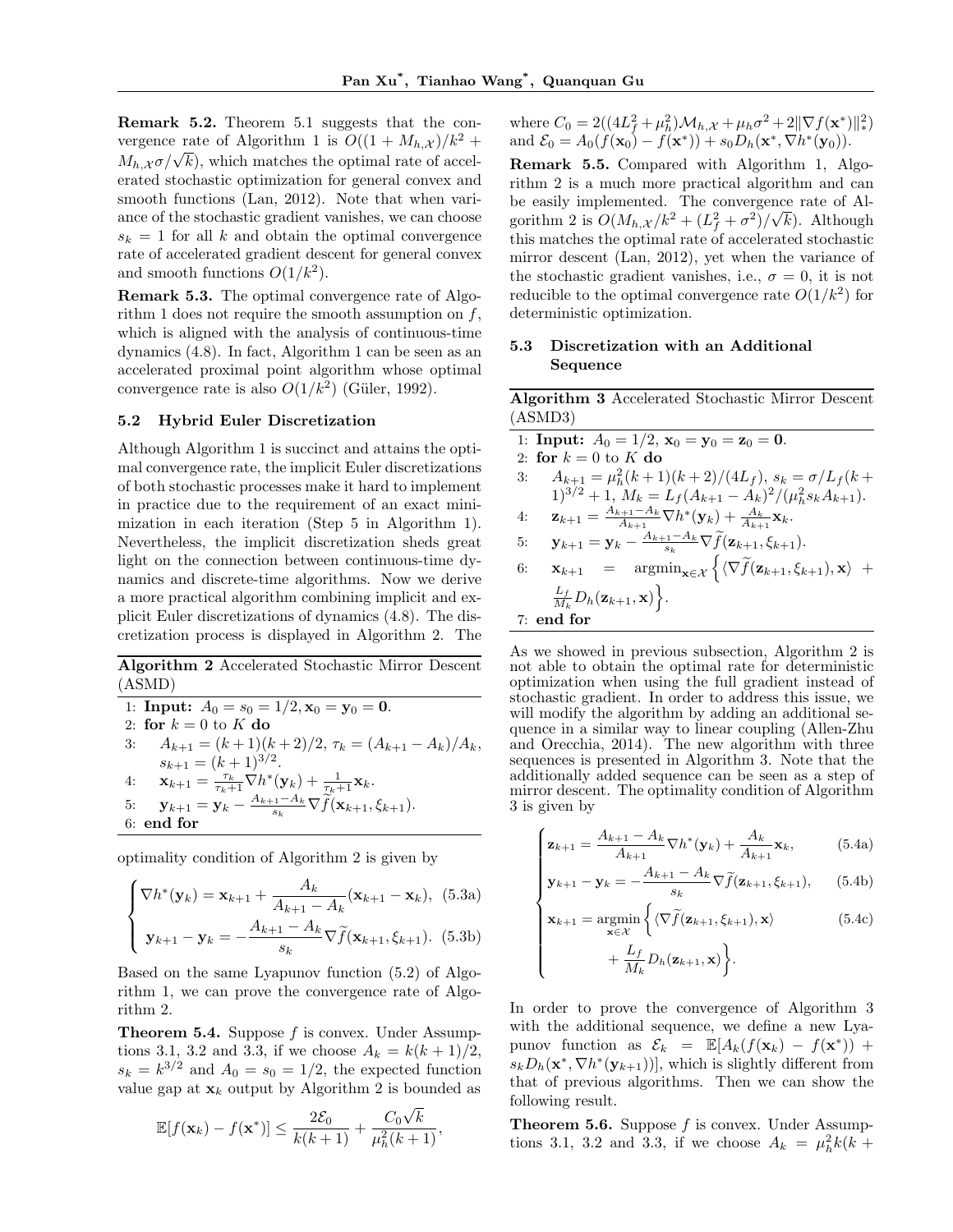**Remark 5.2.** Theorem 5.1 suggests that the convergence rate of Algorithm 1 is $O((1 + M_{h,\mathcal{X}})/k^2 + M_{h,\mathcal{X}}\sigma/\sqrt{k})$, which matches the optimal rate of accelerated stochastic optimization for general convex and smooth functions (Lan, 2012). Note that when variance of the stochastic gradient vanishes, we can choose $s_k = 1$ for all $k$ and obtain the optimal convergence rate of accelerated gradient descent for general convex and smooth functions $O(1/k^2)$.

**Remark 5.3.** The optimal convergence rate of Algorithm 1 does not require the smooth assumption on $f$, which is aligned with the analysis of continuous-time dynamics (4.8). In fact, Algorithm 1 can be seen as an accelerated proximal point algorithm whose optimal convergence rate is also $O(1/k^2)$ (Güler, 1992).

### 5.2 Hybrid Euler Discretization

Although Algorithm 1 is succinct and attains the optimal convergence rate, the implicit Euler discretizations of both stochastic processes make it hard to implement in practice due to the requirement of an exact minimization in each iteration (Step 5 in Algorithm 1). Nevertheless, the implicit discretization sheds great light on the connection between continuous-time dynamics and discrete-time algorithms. Now we derive a more practical algorithm combining implicit and explicit Euler discretizations of dynamics (4.8). The discretization process is displayed in Algorithm 2. The

**Algorithm 2** Accelerated Stochastic Mirror Descent (ASMD)

1: **Input:** $A_0 = s_0 = 1/2, \mathbf{x}_0 = \mathbf{y}_0 = \mathbf{0}$.
2: **for** $k = 0$ to $K$ **do**
3: $\quad A_{k+1} = (k+1)(k+2)/2$, $\tau_k = (A_{k+1} - A_k)/A_k$, $s_{k+1} = (k+1)^{3/2}$.
4: $\quad \mathbf{x}_{k+1} = \frac{\tau_k}{\tau_k+1}\nabla h^*(\mathbf{y}_k) + \frac{1}{\tau_k+1}\mathbf{x}_k$.
5: $\quad \mathbf{y}_{k+1} = \mathbf{y}_k - \frac{A_{k+1}-A_k}{s_k}\nabla \widetilde{f}(\mathbf{x}_{k+1}, \xi_{k+1})$.
6: **end for**

optimality condition of Algorithm 2 is given by

$$
\begin{cases}
\nabla h^*(\mathbf{y}_k) = \mathbf{x}_{k+1} + \dfrac{A_k}{A_{k+1} - A_k}(\mathbf{x}_{k+1} - \mathbf{x}_k), & (5.3a)\\[2mm]
\mathbf{y}_{k+1} - \mathbf{y}_k = -\dfrac{A_{k+1} - A_k}{s_k}\nabla \widetilde{f}(\mathbf{x}_{k+1}, \xi_{k+1}). & (5.3b)
\end{cases}
$$

Based on the same Lyapunov function (5.2) of Algorithm 1, we can prove the convergence rate of Algorithm 2.

**Theorem 5.4.** Suppose $f$ is convex. Under Assumptions 3.1, 3.2 and 3.3, if we choose $A_k = k(k+1)/2$, $s_k = k^{3/2}$ and $A_0 = s_0 = 1/2$, the expected function value gap at $\mathbf{x}_k$ output by Algorithm 2 is bounded as

$$
\mathbb{E}[f(\mathbf{x}_k) - f(\mathbf{x}^*)] \le \frac{2\mathcal{E}_0}{k(k+1)} + \frac{C_0\sqrt{k}}{\mu_h^2(k+1)},
$$

where $C_0 = 2((4L_f^2 + \mu_h^2)\mathcal{M}_{h,\mathcal{X}} + \mu_h\sigma^2 + 2\|\nabla f(\mathbf{x}^*)\|_*^2)$ and $\mathcal{E}_0 = A_0(f(\mathbf{x}_0) - f(\mathbf{x}^*)) + s_0 D_h(\mathbf{x}^*, \nabla h^*(\mathbf{y}_0))$.

**Remark 5.5.** Compared with Algorithm 1, Algorithm 2 is a much more practical algorithm and can be easily implemented. The convergence rate of Algorithm 2 is $O(M_{h,\mathcal{X}}/k^2 + (L_f^2 + \sigma^2)/\sqrt{k})$. Although this matches the optimal rate of accelerated stochastic mirror descent (Lan, 2012), yet when the variance of the stochastic gradient vanishes, i.e., $\sigma = 0$, it is not reducible to the optimal convergence rate $O(1/k^2)$ for deterministic optimization.

### 5.3 Discretization with an Additional Sequence

**Algorithm 3** Accelerated Stochastic Mirror Descent (ASMD3)

1: **Input:** $A_0 = 1/2$, $\mathbf{x}_0 = \mathbf{y}_0 = \mathbf{z}_0 = \mathbf{0}$.
2: **for** $k = 0$ to $K$ **do**
3: $\quad A_{k+1} = \mu_h^2(k+1)(k+2)/(4L_f)$, $s_k = \sigma/L_f(k+1)^{3/2} + 1$, $M_k = L_f(A_{k+1} - A_k)^2/(\mu_h^2 s_k A_{k+1})$.
4: $\quad \mathbf{z}_{k+1} = \frac{A_{k+1}-A_k}{A_{k+1}}\nabla h^*(\mathbf{y}_k) + \frac{A_k}{A_{k+1}}\mathbf{x}_k$.
5: $\quad \mathbf{y}_{k+1} = \mathbf{y}_k - \frac{A_{k+1}-A_k}{s_k}\nabla \widetilde{f}(\mathbf{z}_{k+1}, \xi_{k+1})$.
6: $\quad \mathbf{x}_{k+1} = \operatorname{argmin}_{\mathbf{x}\in\mathcal{X}}\Big\{\langle \nabla \widetilde{f}(\mathbf{z}_{k+1}, \xi_{k+1}), \mathbf{x}\rangle + \frac{L_f}{M_k}D_h(\mathbf{z}_{k+1}, \mathbf{x})\Big\}$.
7: **end for**

As we showed in previous subsection, Algorithm 2 is not able to obtain the optimal rate for deterministic optimization when using the full gradient instead of stochastic gradient. In order to address this issue, we will modify the algorithm by adding an additional sequence in a similar way to linear coupling (Allen-Zhu and Orecchia, 2014). The new algorithm with three sequences is presented in Algorithm 3. Note that the additionally added sequence can be seen as a step of mirror descent. The optimality condition of Algorithm 3 is given by

$$
\begin{cases}
\mathbf{z}_{k+1} = \dfrac{A_{k+1} - A_k}{A_{k+1}}\nabla h^*(\mathbf{y}_k) + \dfrac{A_k}{A_{k+1}}\mathbf{x}_k, & (5.4a)\\[2mm]
\mathbf{y}_{k+1} - \mathbf{y}_k = -\dfrac{A_{k+1} - A_k}{s_k}\nabla \widetilde{f}(\mathbf{z}_{k+1}, \xi_{k+1}), & (5.4b)\\[2mm]
\mathbf{x}_{k+1} = \operatorname*{argmin}_{\mathbf{x}\in\mathcal{X}}\Big\{\langle \nabla \widetilde{f}(\mathbf{z}_{k+1}, \xi_{k+1}), \mathbf{x}\rangle & (5.4c)\\
\qquad\qquad + \dfrac{L_f}{M_k}D_h(\mathbf{z}_{k+1}, \mathbf{x})\Big\}.
\end{cases}
$$

In order to prove the convergence of Algorithm 3 with the additional sequence, we define a new Lyapunov function as $\mathcal{E}_k = \mathbb{E}[A_k(f(\mathbf{x}_k) - f(\mathbf{x}^*)) + s_k D_h(\mathbf{x}^*, \nabla h^*(\mathbf{y}_{k+1}))]$, which is slightly different from that of previous algorithms. Then we can show the following result.

**Theorem 5.6.** Suppose $f$ is convex. Under Assumptions 3.1, 3.2 and 3.3, if we choose $A_k = \mu_h^2 k(k+$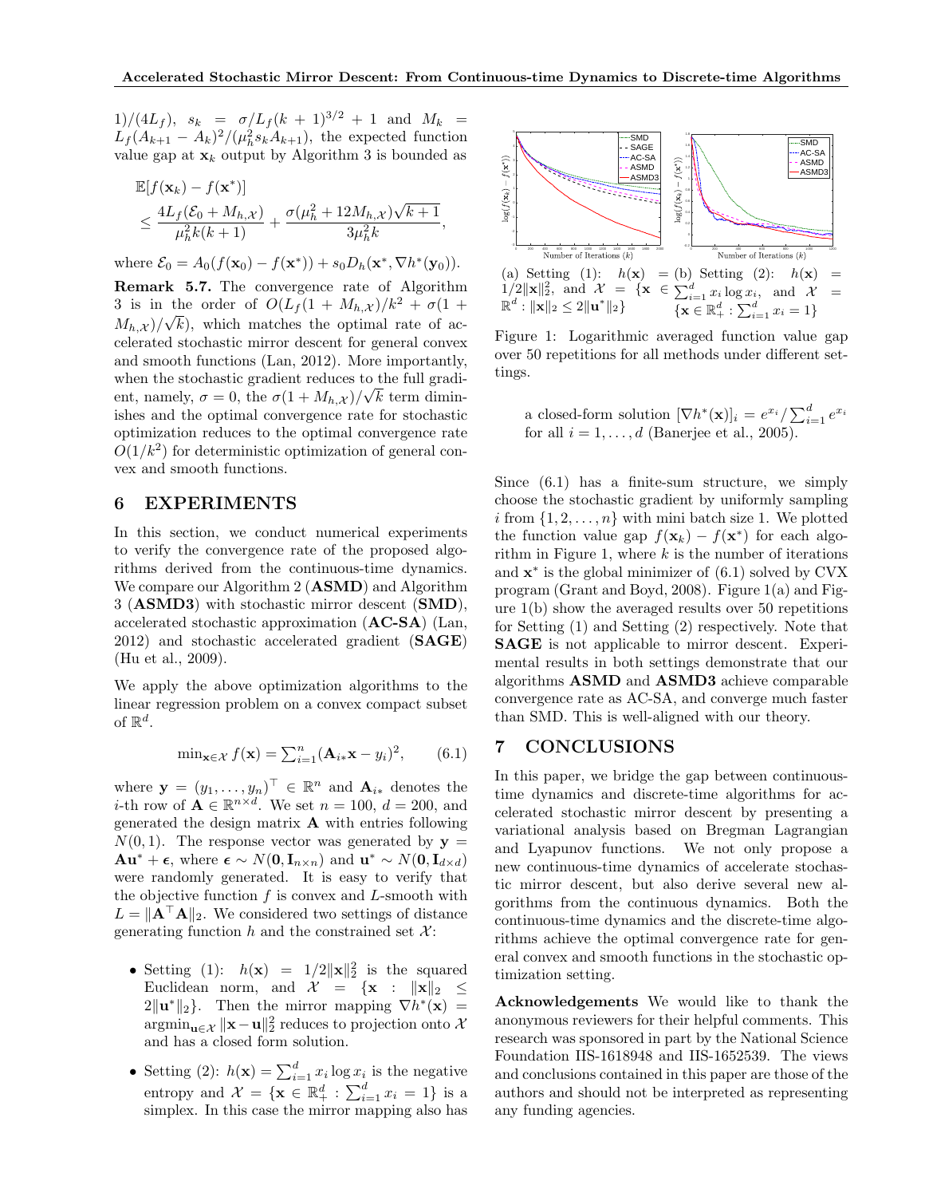$1)/(4L_f)$, $s_k = \sigma/L_f(k+1)^{3/2}+1$ and $M_k = L_f(A_{k+1}-A_k)^2/(\mu_h^2 s_k A_{k+1})$, the expected function value gap at $\mathbf{x}_k$ output by Algorithm 3 is bounded as

$$\mathbb{E}[f(\mathbf{x}_k) - f(\mathbf{x}^*)] \le \frac{4L_f(\mathcal{E}_0 + M_{h,\mathcal{X}})}{\mu_h^2 k(k+1)} + \frac{\sigma(\mu_h^2 + 12M_{h,\mathcal{X}})\sqrt{k+1}}{3\mu_h^2 k},$$

where $\mathcal{E}_0 = A_0(f(\mathbf{x}_0) - f(\mathbf{x}^*)) + s_0 D_h(\mathbf{x}^*, \nabla h^*(\mathbf{y}_0))$.

**Remark 5.7.** The convergence rate of Algorithm 3 is in the order of $O(L_f(1+M_{h,\mathcal{X}})/k^2 + \sigma(1+M_{h,\mathcal{X}})/\sqrt{k})$, which matches the optimal rate of accelerated stochastic mirror descent for general convex and smooth functions (Lan, 2012). More importantly, when the stochastic gradient reduces to the full gradient, namely, $\sigma = 0$, the $\sigma(1+M_{h,\mathcal{X}})/\sqrt{k}$ term diminishes and the optimal convergence rate for stochastic optimization reduces to the optimal convergence rate $O(1/k^2)$ for deterministic optimization of general convex and smooth functions.

# 6 EXPERIMENTS

In this section, we conduct numerical experiments to verify the convergence rate of the proposed algorithms derived from the continuous-time dynamics. We compare our Algorithm 2 (**ASMD**) and Algorithm 3 (**ASMD3**) with stochastic mirror descent (**SMD**), accelerated stochastic approximation (**AC-SA**) (Lan, 2012) and stochastic accelerated gradient (**SAGE**) (Hu et al., 2009).

We apply the above optimization algorithms to the linear regression problem on a convex compact subset of $\mathbb{R}^d$.

$$\min_{\mathbf{x}\in\mathcal{X}} f(\mathbf{x}) = \textstyle\sum_{i=1}^n (\mathbf{A}_{i*}\mathbf{x} - y_i)^2, \qquad (6.1)$$

where $\mathbf{y} = (y_1, \ldots, y_n)^\top \in \mathbb{R}^n$ and $\mathbf{A}_{i*}$ denotes the $i$-th row of $\mathbf{A} \in \mathbb{R}^{n\times d}$. We set $n = 100$, $d = 200$, and generated the design matrix $\mathbf{A}$ with entries following $N(0,1)$. The response vector was generated by $\mathbf{y} = \mathbf{A}\mathbf{u}^* + \boldsymbol{\epsilon}$, where $\boldsymbol{\epsilon} \sim N(\mathbf{0}, \mathbf{I}_{n\times n})$ and $\mathbf{u}^* \sim N(\mathbf{0}, \mathbf{I}_{d\times d})$ were randomly generated. It is easy to verify that the objective function $f$ is convex and $L$-smooth with $L = \|\mathbf{A}^\top\mathbf{A}\|_2$. We considered two settings of distance generating function $h$ and the constrained set $\mathcal{X}$:

- Setting (1): $h(\mathbf{x}) = 1/2\|\mathbf{x}\|_2^2$ is the squared Euclidean norm, and $\mathcal{X} = \{\mathbf{x} : \|\mathbf{x}\|_2 \le 2\|\mathbf{u}^*\|_2\}$. Then the mirror mapping $\nabla h^*(\mathbf{x}) = \mathrm{argmin}_{\mathbf{u}\in\mathcal{X}} \|\mathbf{x}-\mathbf{u}\|_2^2$ reduces to projection onto $\mathcal{X}$ and has a closed form solution.
- Setting (2): $h(\mathbf{x}) = \sum_{i=1}^d x_i \log x_i$ is the negative entropy and $\mathcal{X} = \{\mathbf{x} \in \mathbb{R}_+^d : \sum_{i=1}^d x_i = 1\}$ is a simplex. In this case the mirror mapping also has a closed-form solution $[\nabla h^*(\mathbf{x})]_i = e^{x_i}/\sum_{i=1}^d e^{x_i}$ for all $i = 1, \ldots, d$ (Banerjee et al., 2005).

(a) Setting (1): $h(\mathbf{x}) = 1/2\|\mathbf{x}\|_2^2$, and $\mathcal{X} = \{\mathbf{x} \in \mathbb{R}^d : \|\mathbf{x}\|_2 \le 2\|\mathbf{u}^*\|_2\}$

(b) Setting (2): $h(\mathbf{x}) = \sum_{i=1}^d x_i \log x_i$, and $\mathcal{X} = \{\mathbf{x} \in \mathbb{R}_+^d : \sum_{i=1}^d x_i = 1\}$

Figure 1: Logarithmic averaged function value gap over 50 repetitions for all methods under different settings.

Since (6.1) has a finite-sum structure, we simply choose the stochastic gradient by uniformly sampling $i$ from $\{1, 2, \ldots, n\}$ with mini batch size 1. We plotted the function value gap $f(\mathbf{x}_k) - f(\mathbf{x}^*)$ for each algorithm in Figure 1, where $k$ is the number of iterations and $\mathbf{x}^*$ is the global minimizer of (6.1) solved by CVX program (Grant and Boyd, 2008). Figure 1(a) and Figure 1(b) show the averaged results over 50 repetitions for Setting (1) and Setting (2) respectively. Note that **SAGE** is not applicable to mirror descent. Experimental results in both settings demonstrate that our algorithms **ASMD** and **ASMD3** achieve comparable convergence rate as AC-SA, and converge much faster than SMD. This is well-aligned with our theory.

# 7 CONCLUSIONS

In this paper, we bridge the gap between continuous-time dynamics and discrete-time algorithms for accelerated stochastic mirror descent by presenting a variational analysis based on Bregman Lagrangian and Lyapunov functions. We not only propose a new continuous-time dynamics of accelerate stochastic mirror descent, but also derive several new algorithms from the continuous dynamics. Both the continuous-time dynamics and the discrete-time algorithms achieve the optimal convergence rate for general convex and smooth functions in the stochastic optimization setting.

**Acknowledgements** We would like to thank the anonymous reviewers for their helpful comments. This research was sponsored in part by the National Science Foundation IIS-1618948 and IIS-1652539. The views and conclusions contained in this paper are those of the authors and should not be interpreted as representing any funding agencies.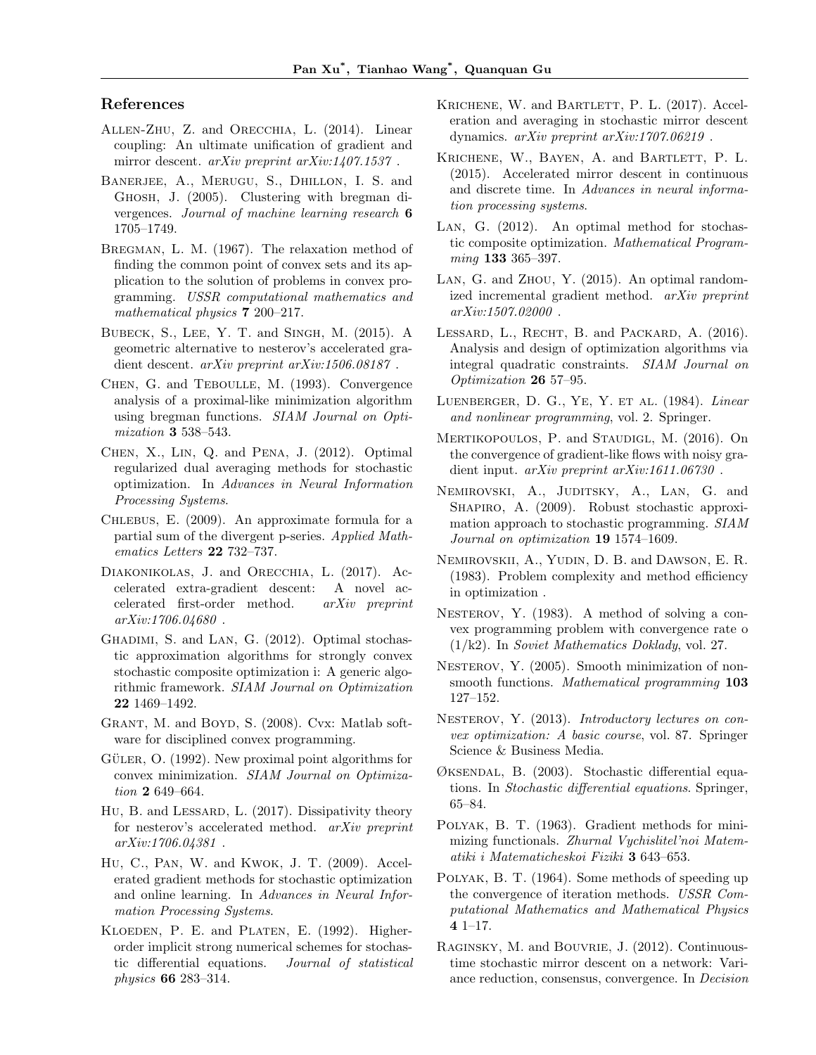## References

Allen-Zhu, Z. and Orecchia, L. (2014). Linear coupling: An ultimate unification of gradient and mirror descent. *arXiv preprint arXiv:1407.1537* .

Banerjee, A., Merugu, S., Dhillon, I. S. and Ghosh, J. (2005). Clustering with bregman divergences. *Journal of machine learning research* **6** 1705–1749.

Bregman, L. M. (1967). The relaxation method of finding the common point of convex sets and its application to the solution of problems in convex programming. *USSR computational mathematics and mathematical physics* **7** 200–217.

Bubeck, S., Lee, Y. T. and Singh, M. (2015). A geometric alternative to nesterov's accelerated gradient descent. *arXiv preprint arXiv:1506.08187* .

Chen, G. and Teboulle, M. (1993). Convergence analysis of a proximal-like minimization algorithm using bregman functions. *SIAM Journal on Optimization* **3** 538–543.

Chen, X., Lin, Q. and Pena, J. (2012). Optimal regularized dual averaging methods for stochastic optimization. In *Advances in Neural Information Processing Systems*.

Chlebus, E. (2009). An approximate formula for a partial sum of the divergent p-series. *Applied Mathematics Letters* **22** 732–737.

Diakonikolas, J. and Orecchia, L. (2017). Accelerated extra-gradient descent: A novel accelerated first-order method. *arXiv preprint arXiv:1706.04680* .

Ghadimi, S. and Lan, G. (2012). Optimal stochastic approximation algorithms for strongly convex stochastic composite optimization i: A generic algorithmic framework. *SIAM Journal on Optimization* **22** 1469–1492.

Grant, M. and Boyd, S. (2008). Cvx: Matlab software for disciplined convex programming.

Güler, O. (1992). New proximal point algorithms for convex minimization. *SIAM Journal on Optimization* **2** 649–664.

Hu, B. and Lessard, L. (2017). Dissipativity theory for nesterov's accelerated method. *arXiv preprint arXiv:1706.04381* .

Hu, C., Pan, W. and Kwok, J. T. (2009). Accelerated gradient methods for stochastic optimization and online learning. In *Advances in Neural Information Processing Systems*.

Kloeden, P. E. and Platen, E. (1992). Higher-order implicit strong numerical schemes for stochastic differential equations. *Journal of statistical physics* **66** 283–314.

Krichene, W. and Bartlett, P. L. (2017). Acceleration and averaging in stochastic mirror descent dynamics. *arXiv preprint arXiv:1707.06219* .

Krichene, W., Bayen, A. and Bartlett, P. L. (2015). Accelerated mirror descent in continuous and discrete time. In *Advances in neural information processing systems*.

Lan, G. (2012). An optimal method for stochastic composite optimization. *Mathematical Programming* **133** 365–397.

Lan, G. and Zhou, Y. (2015). An optimal randomized incremental gradient method. *arXiv preprint arXiv:1507.02000* .

Lessard, L., Recht, B. and Packard, A. (2016). Analysis and design of optimization algorithms via integral quadratic constraints. *SIAM Journal on Optimization* **26** 57–95.

Luenberger, D. G., Ye, Y. et al. (1984). *Linear and nonlinear programming*, vol. 2. Springer.

Mertikopoulos, P. and Staudigl, M. (2016). On the convergence of gradient-like flows with noisy gradient input. *arXiv preprint arXiv:1611.06730* .

Nemirovski, A., Juditsky, A., Lan, G. and Shapiro, A. (2009). Robust stochastic approximation approach to stochastic programming. *SIAM Journal on optimization* **19** 1574–1609.

Nemirovskii, A., Yudin, D. B. and Dawson, E. R. (1983). Problem complexity and method efficiency in optimization .

Nesterov, Y. (1983). A method of solving a convex programming problem with convergence rate o (1/k2). In *Soviet Mathematics Doklady*, vol. 27.

Nesterov, Y. (2005). Smooth minimization of non-smooth functions. *Mathematical programming* **103** 127–152.

Nesterov, Y. (2013). *Introductory lectures on convex optimization: A basic course*, vol. 87. Springer Science & Business Media.

Øksendal, B. (2003). Stochastic differential equations. In *Stochastic differential equations*. Springer, 65–84.

Polyak, B. T. (1963). Gradient methods for minimizing functionals. *Zhurnal Vychislitel'noi Matematiki i Matematicheskoi Fiziki* **3** 643–653.

Polyak, B. T. (1964). Some methods of speeding up the convergence of iteration methods. *USSR Computational Mathematics and Mathematical Physics* **4** 1–17.

Raginsky, M. and Bouvrie, J. (2012). Continuous-time stochastic mirror descent on a network: Variance reduction, consensus, convergence. In *Decision*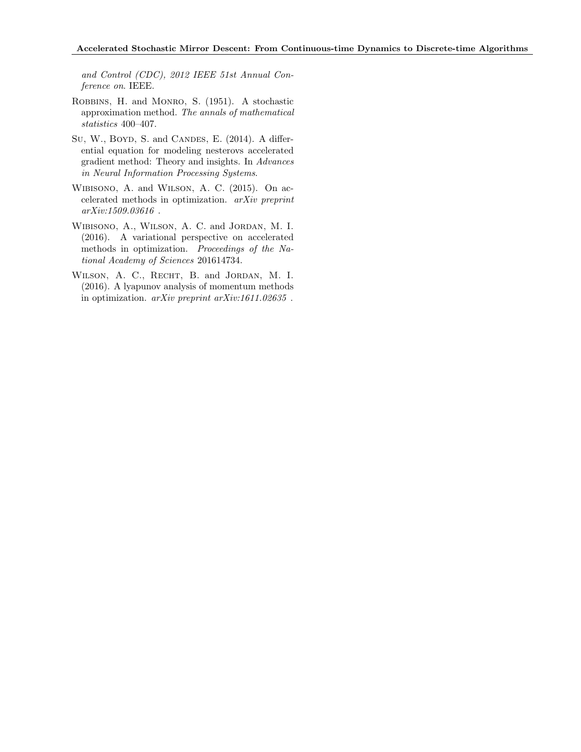*and Control (CDC), 2012 IEEE 51st Annual Conference on*. IEEE.

Robbins, H. and Monro, S. (1951). A stochastic approximation method. *The annals of mathematical statistics* 400–407.

Su, W., Boyd, S. and Candes, E. (2014). A differential equation for modeling nesterovs accelerated gradient method: Theory and insights. In *Advances in Neural Information Processing Systems*.

Wibisono, A. and Wilson, A. C. (2015). On accelerated methods in optimization. *arXiv preprint arXiv:1509.03616* .

Wibisono, A., Wilson, A. C. and Jordan, M. I. (2016). A variational perspective on accelerated methods in optimization. *Proceedings of the National Academy of Sciences* 201614734.

Wilson, A. C., Recht, B. and Jordan, M. I. (2016). A lyapunov analysis of momentum methods in optimization. *arXiv preprint arXiv:1611.02635* .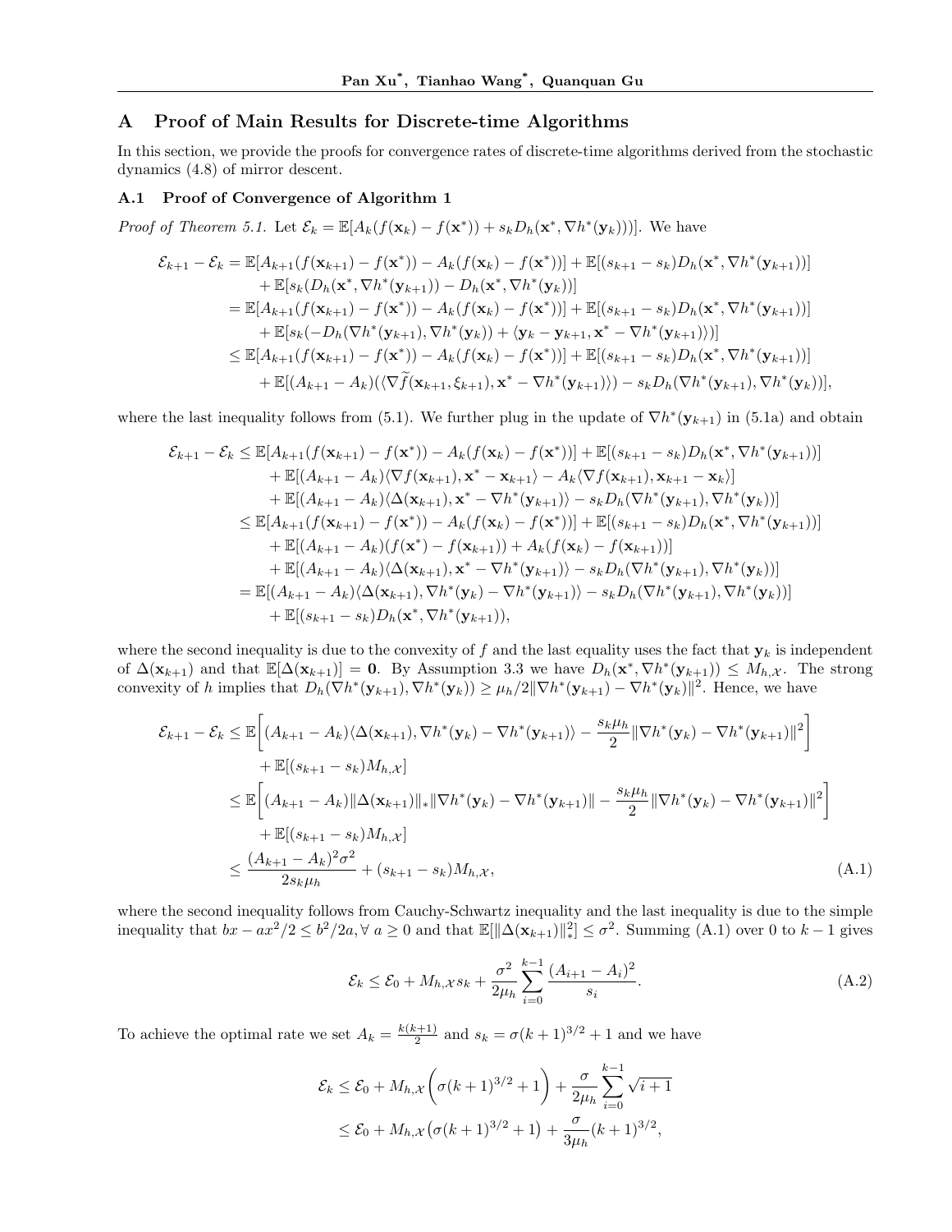## A Proof of Main Results for Discrete-time Algorithms

In this section, we provide the proofs for convergence rates of discrete-time algorithms derived from the stochastic dynamics (4.8) of mirror descent.

### A.1 Proof of Convergence of Algorithm 1

*Proof of Theorem 5.1.* Let $\mathcal{E}_k = \mathbb{E}[A_k(f(\mathbf{x}_k) - f(\mathbf{x}^*)) + s_k D_h(\mathbf{x}^*, \nabla h^*(\mathbf{y}_k))]$. We have

$$
\begin{aligned}
\mathcal{E}_{k+1} - \mathcal{E}_k &= \mathbb{E}[A_{k+1}(f(\mathbf{x}_{k+1}) - f(\mathbf{x}^*)) - A_k(f(\mathbf{x}_k) - f(\mathbf{x}^*))] + \mathbb{E}[(s_{k+1} - s_k) D_h(\mathbf{x}^*, \nabla h^*(\mathbf{y}_{k+1}))] \\
&\quad + \mathbb{E}[s_k(D_h(\mathbf{x}^*, \nabla h^*(\mathbf{y}_{k+1})) - D_h(\mathbf{x}^*, \nabla h^*(\mathbf{y}_k))] \\
&= \mathbb{E}[A_{k+1}(f(\mathbf{x}_{k+1}) - f(\mathbf{x}^*)) - A_k(f(\mathbf{x}_k) - f(\mathbf{x}^*))] + \mathbb{E}[(s_{k+1} - s_k) D_h(\mathbf{x}^*, \nabla h^*(\mathbf{y}_{k+1}))] \\
&\quad + \mathbb{E}[s_k(-D_h(\nabla h^*(\mathbf{y}_{k+1}), \nabla h^*(\mathbf{y}_k)) + \langle \mathbf{y}_k - \mathbf{y}_{k+1}, \mathbf{x}^* - \nabla h^*(\mathbf{y}_{k+1})\rangle)] \\
&\le \mathbb{E}[A_{k+1}(f(\mathbf{x}_{k+1}) - f(\mathbf{x}^*)) - A_k(f(\mathbf{x}_k) - f(\mathbf{x}^*))] + \mathbb{E}[(s_{k+1} - s_k) D_h(\mathbf{x}^*, \nabla h^*(\mathbf{y}_{k+1}))] \\
&\quad + \mathbb{E}[(A_{k+1} - A_k)(\langle \nabla \widetilde{f}(\mathbf{x}_{k+1}, \xi_{k+1}), \mathbf{x}^* - \nabla h^*(\mathbf{y}_{k+1})\rangle) - s_k D_h(\nabla h^*(\mathbf{y}_{k+1}), \nabla h^*(\mathbf{y}_k))],
\end{aligned}
$$

where the last inequality follows from (5.1). We further plug in the update of $\nabla h^*(\mathbf{y}_{k+1})$ in (5.1a) and obtain

$$
\begin{aligned}
\mathcal{E}_{k+1} - \mathcal{E}_k &\le \mathbb{E}[A_{k+1}(f(\mathbf{x}_{k+1}) - f(\mathbf{x}^*)) - A_k(f(\mathbf{x}_k) - f(\mathbf{x}^*))] + \mathbb{E}[(s_{k+1} - s_k) D_h(\mathbf{x}^*, \nabla h^*(\mathbf{y}_{k+1}))] \\
&\quad + \mathbb{E}[(A_{k+1} - A_k)\langle \nabla f(\mathbf{x}_{k+1}), \mathbf{x}^* - \mathbf{x}_{k+1}\rangle - A_k \langle \nabla f(\mathbf{x}_{k+1}), \mathbf{x}_{k+1} - \mathbf{x}_k\rangle] \\
&\quad + \mathbb{E}[(A_{k+1} - A_k)\langle \Delta(\mathbf{x}_{k+1}), \mathbf{x}^* - \nabla h^*(\mathbf{y}_{k+1})\rangle - s_k D_h(\nabla h^*(\mathbf{y}_{k+1}), \nabla h^*(\mathbf{y}_k))] \\
&\le \mathbb{E}[A_{k+1}(f(\mathbf{x}_{k+1}) - f(\mathbf{x}^*)) - A_k(f(\mathbf{x}_k) - f(\mathbf{x}^*))] + \mathbb{E}[(s_{k+1} - s_k) D_h(\mathbf{x}^*, \nabla h^*(\mathbf{y}_{k+1}))] \\
&\quad + \mathbb{E}[(A_{k+1} - A_k)(f(\mathbf{x}^*) - f(\mathbf{x}_{k+1})) + A_k(f(\mathbf{x}_k) - f(\mathbf{x}_{k+1}))] \\
&\quad + \mathbb{E}[(A_{k+1} - A_k)\langle \Delta(\mathbf{x}_{k+1}), \mathbf{x}^* - \nabla h^*(\mathbf{y}_{k+1})\rangle - s_k D_h(\nabla h^*(\mathbf{y}_{k+1}), \nabla h^*(\mathbf{y}_k))] \\
&= \mathbb{E}[(A_{k+1} - A_k)\langle \Delta(\mathbf{x}_{k+1}), \nabla h^*(\mathbf{y}_k) - \nabla h^*(\mathbf{y}_{k+1})\rangle - s_k D_h(\nabla h^*(\mathbf{y}_{k+1}), \nabla h^*(\mathbf{y}_k))] \\
&\quad + \mathbb{E}[(s_{k+1} - s_k) D_h(\mathbf{x}^*, \nabla h^*(\mathbf{y}_{k+1})),
\end{aligned}
$$

where the second inequality is due to the convexity of $f$ and the last equality uses the fact that $\mathbf{y}_k$ is independent of $\Delta(\mathbf{x}_{k+1})$ and that $\mathbb{E}[\Delta(\mathbf{x}_{k+1})] = \mathbf{0}$. By Assumption 3.3 we have $D_h(\mathbf{x}^*, \nabla h^*(\mathbf{y}_{k+1})) \le M_{h,\mathcal{X}}$. The strong convexity of $h$ implies that $D_h(\nabla h^*(\mathbf{y}_{k+1}), \nabla h^*(\mathbf{y}_k)) \ge \mu_h/2 \|\nabla h^*(\mathbf{y}_{k+1}) - \nabla h^*(\mathbf{y}_k)\|^2$. Hence, we have

$$
\begin{aligned}
\mathcal{E}_{k+1} - \mathcal{E}_k &\le \mathbb{E}\bigg[(A_{k+1} - A_k)\langle \Delta(\mathbf{x}_{k+1}), \nabla h^*(\mathbf{y}_k) - \nabla h^*(\mathbf{y}_{k+1})\rangle - \frac{s_k \mu_h}{2}\|\nabla h^*(\mathbf{y}_k) - \nabla h^*(\mathbf{y}_{k+1})\|^2\bigg] \\
&\quad + \mathbb{E}[(s_{k+1} - s_k) M_{h,\mathcal{X}}] \\
&\le \mathbb{E}\bigg[(A_{k+1} - A_k)\|\Delta(\mathbf{x}_{k+1})\|_* \|\nabla h^*(\mathbf{y}_k) - \nabla h^*(\mathbf{y}_{k+1})\| - \frac{s_k \mu_h}{2}\|\nabla h^*(\mathbf{y}_k) - \nabla h^*(\mathbf{y}_{k+1})\|^2\bigg] \\
&\quad + \mathbb{E}[(s_{k+1} - s_k) M_{h,\mathcal{X}}] \\
&\le \frac{(A_{k+1} - A_k)^2 \sigma^2}{2 s_k \mu_h} + (s_{k+1} - s_k) M_{h,\mathcal{X}},
\end{aligned}
\tag{A.1}
$$

where the second inequality follows from Cauchy-Schwartz inequality and the last inequality is due to the simple inequality that $bx - ax^2/2 \le b^2/2a, \forall\, a \ge 0$ and that $\mathbb{E}[\|\Delta(\mathbf{x}_{k+1})\|_*^2] \le \sigma^2$. Summing (A.1) over 0 to $k-1$ gives

$$
\mathcal{E}_k \le \mathcal{E}_0 + M_{h,\mathcal{X}} s_k + \frac{\sigma^2}{2\mu_h}\sum_{i=0}^{k-1}\frac{(A_{i+1} - A_i)^2}{s_i}. \tag{A.2}
$$

To achieve the optimal rate we set $A_k = \frac{k(k+1)}{2}$ and $s_k = \sigma(k+1)^{3/2} + 1$ and we have

$$
\begin{aligned}
\mathcal{E}_k &\le \mathcal{E}_0 + M_{h,\mathcal{X}}\Big(\sigma(k+1)^{3/2} + 1\Big) + \frac{\sigma}{2\mu_h}\sum_{i=0}^{k-1}\sqrt{i+1} \\
&\le \mathcal{E}_0 + M_{h,\mathcal{X}}\big(\sigma(k+1)^{3/2} + 1\big) + \frac{\sigma}{3\mu_h}(k+1)^{3/2},
\end{aligned}
$$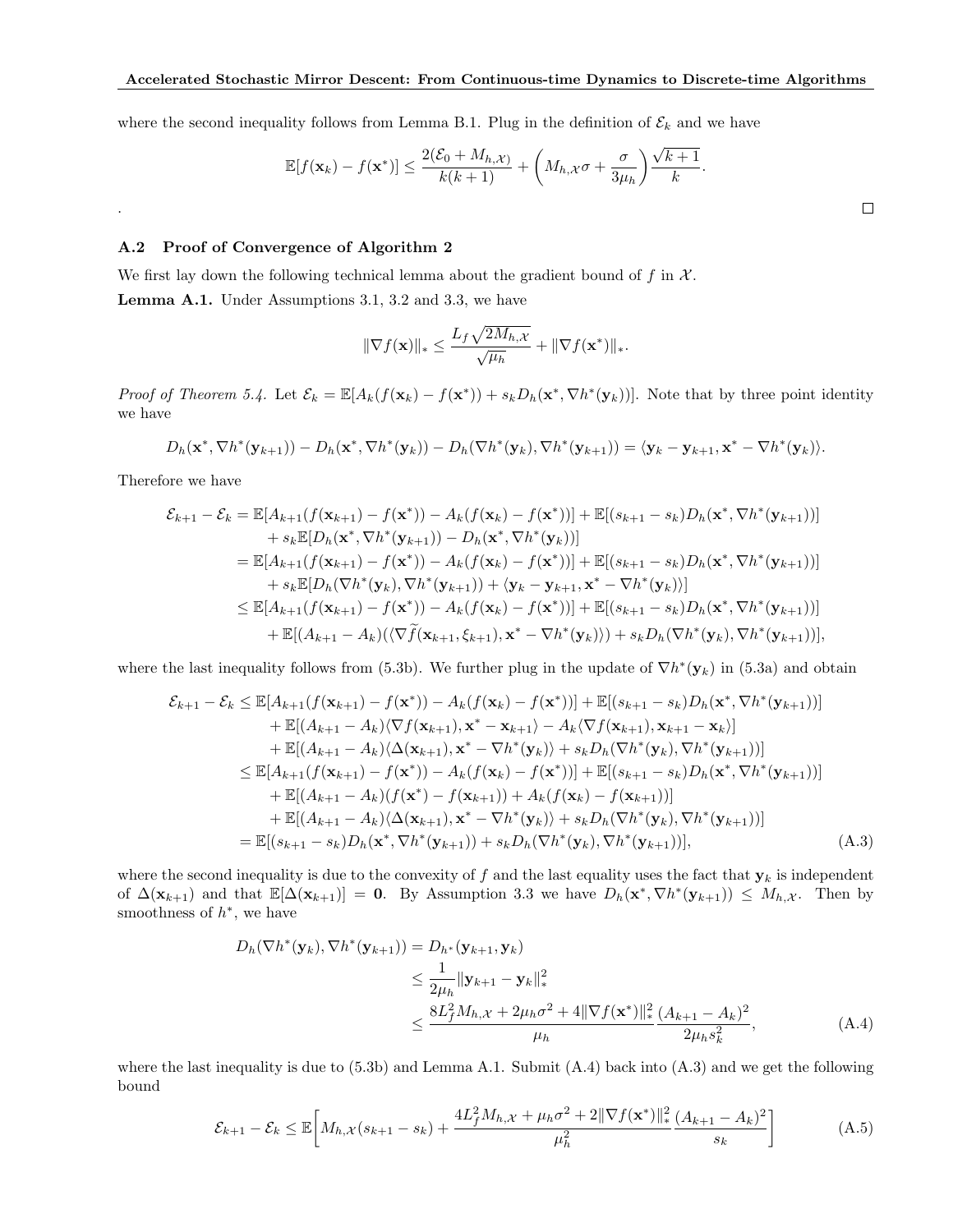where the second inequality follows from Lemma B.1. Plug in the definition of $\mathcal{E}_k$ and we have

$$\mathbb{E}[f(\mathbf{x}_k) - f(\mathbf{x}^*)] \leq \frac{2(\mathcal{E}_0 + M_{h,\mathcal{X}})}{k(k+1)} + \left(M_{h,\mathcal{X}}\sigma + \frac{\sigma}{3\mu_h}\right)\frac{\sqrt{k+1}}{k}.$$

.

□

### A.2 Proof of Convergence of Algorithm 2

We first lay down the following technical lemma about the gradient bound of $f$ in $\mathcal{X}$.

**Lemma A.1.** Under Assumptions 3.1, 3.2 and 3.3, we have

$$\|\nabla f(\mathbf{x})\|_* \leq \frac{L_f\sqrt{2M_{h,\mathcal{X}}}}{\sqrt{\mu_h}} + \|\nabla f(\mathbf{x}^*)\|_*.$$

*Proof of Theorem 5.4.* Let $\mathcal{E}_k = \mathbb{E}[A_k(f(\mathbf{x}_k) - f(\mathbf{x}^*)) + s_k D_h(\mathbf{x}^*, \nabla h^*(\mathbf{y}_k))]$. Note that by three point identity we have

$$D_h(\mathbf{x}^*, \nabla h^*(\mathbf{y}_{k+1})) - D_h(\mathbf{x}^*, \nabla h^*(\mathbf{y}_k)) - D_h(\nabla h^*(\mathbf{y}_k), \nabla h^*(\mathbf{y}_{k+1})) = \langle \mathbf{y}_k - \mathbf{y}_{k+1}, \mathbf{x}^* - \nabla h^*(\mathbf{y}_k)\rangle.$$

Therefore we have

$$\begin{aligned}
\mathcal{E}_{k+1} - \mathcal{E}_k &= \mathbb{E}[A_{k+1}(f(\mathbf{x}_{k+1}) - f(\mathbf{x}^*)) - A_k(f(\mathbf{x}_k) - f(\mathbf{x}^*))] + \mathbb{E}[(s_{k+1} - s_k)D_h(\mathbf{x}^*, \nabla h^*(\mathbf{y}_{k+1}))] \\
&\quad + s_k\mathbb{E}[D_h(\mathbf{x}^*, \nabla h^*(\mathbf{y}_{k+1})) - D_h(\mathbf{x}^*, \nabla h^*(\mathbf{y}_k))] \\
&= \mathbb{E}[A_{k+1}(f(\mathbf{x}_{k+1}) - f(\mathbf{x}^*)) - A_k(f(\mathbf{x}_k) - f(\mathbf{x}^*))] + \mathbb{E}[(s_{k+1} - s_k)D_h(\mathbf{x}^*, \nabla h^*(\mathbf{y}_{k+1}))] \\
&\quad + s_k\mathbb{E}[D_h(\nabla h^*(\mathbf{y}_k), \nabla h^*(\mathbf{y}_{k+1})) + \langle \mathbf{y}_k - \mathbf{y}_{k+1}, \mathbf{x}^* - \nabla h^*(\mathbf{y}_k)\rangle] \\
&\leq \mathbb{E}[A_{k+1}(f(\mathbf{x}_{k+1}) - f(\mathbf{x}^*)) - A_k(f(\mathbf{x}_k) - f(\mathbf{x}^*))] + \mathbb{E}[(s_{k+1} - s_k)D_h(\mathbf{x}^*, \nabla h^*(\mathbf{y}_{k+1}))] \\
&\quad + \mathbb{E}[(A_{k+1} - A_k)(\langle \nabla \widetilde{f}(\mathbf{x}_{k+1}, \xi_{k+1}), \mathbf{x}^* - \nabla h^*(\mathbf{y}_k)\rangle) + s_k D_h(\nabla h^*(\mathbf{y}_k), \nabla h^*(\mathbf{y}_{k+1}))],
\end{aligned}$$

where the last inequality follows from (5.3b). We further plug in the update of $\nabla h^*(\mathbf{y}_k)$ in (5.3a) and obtain

$$\begin{aligned}
\mathcal{E}_{k+1} - \mathcal{E}_k &\leq \mathbb{E}[A_{k+1}(f(\mathbf{x}_{k+1}) - f(\mathbf{x}^*)) - A_k(f(\mathbf{x}_k) - f(\mathbf{x}^*))] + \mathbb{E}[(s_{k+1} - s_k)D_h(\mathbf{x}^*, \nabla h^*(\mathbf{y}_{k+1}))] \\
&\quad + \mathbb{E}[(A_{k+1} - A_k)\langle \nabla f(\mathbf{x}_{k+1}), \mathbf{x}^* - \mathbf{x}_{k+1}\rangle - A_k\langle \nabla f(\mathbf{x}_{k+1}), \mathbf{x}_{k+1} - \mathbf{x}_k\rangle] \\
&\quad + \mathbb{E}[(A_{k+1} - A_k)\langle \Delta(\mathbf{x}_{k+1}), \mathbf{x}^* - \nabla h^*(\mathbf{y}_k)\rangle + s_k D_h(\nabla h^*(\mathbf{y}_k), \nabla h^*(\mathbf{y}_{k+1}))] \\
&\leq \mathbb{E}[A_{k+1}(f(\mathbf{x}_{k+1}) - f(\mathbf{x}^*)) - A_k(f(\mathbf{x}_k) - f(\mathbf{x}^*))] + \mathbb{E}[(s_{k+1} - s_k)D_h(\mathbf{x}^*, \nabla h^*(\mathbf{y}_{k+1}))] \\
&\quad + \mathbb{E}[(A_{k+1} - A_k)(f(\mathbf{x}^*) - f(\mathbf{x}_{k+1})) + A_k(f(\mathbf{x}_k) - f(\mathbf{x}_{k+1}))] \\
&\quad + \mathbb{E}[(A_{k+1} - A_k)\langle \Delta(\mathbf{x}_{k+1}), \mathbf{x}^* - \nabla h^*(\mathbf{y}_k)\rangle + s_k D_h(\nabla h^*(\mathbf{y}_k), \nabla h^*(\mathbf{y}_{k+1}))] \\
&= \mathbb{E}[(s_{k+1} - s_k)D_h(\mathbf{x}^*, \nabla h^*(\mathbf{y}_{k+1})) + s_k D_h(\nabla h^*(\mathbf{y}_k), \nabla h^*(\mathbf{y}_{k+1}))],
\end{aligned} \tag{A.3}$$

where the second inequality is due to the convexity of $f$ and the last equality uses the fact that $\mathbf{y}_k$ is independent of $\Delta(\mathbf{x}_{k+1})$ and that $\mathbb{E}[\Delta(\mathbf{x}_{k+1})] = \mathbf{0}$. By Assumption 3.3 we have $D_h(\mathbf{x}^*, \nabla h^*(\mathbf{y}_{k+1})) \leq M_{h,\mathcal{X}}$. Then by smoothness of $h^*$, we have

$$\begin{aligned}
D_h(\nabla h^*(\mathbf{y}_k), \nabla h^*(\mathbf{y}_{k+1})) &= D_{h^*}(\mathbf{y}_{k+1}, \mathbf{y}_k) \\
&\leq \frac{1}{2\mu_h}\|\mathbf{y}_{k+1} - \mathbf{y}_k\|_*^2 \\
&\leq \frac{8L_f^2 M_{h,\mathcal{X}} + 2\mu_h\sigma^2 + 4\|\nabla f(\mathbf{x}^*)\|_*^2}{\mu_h}\frac{(A_{k+1} - A_k)^2}{2\mu_h s_k^2},
\end{aligned} \tag{A.4}$$

where the last inequality is due to (5.3b) and Lemma A.1. Submit (A.4) back into (A.3) and we get the following bound

$$\mathcal{E}_{k+1} - \mathcal{E}_k \leq \mathbb{E}\left[M_{h,\mathcal{X}}(s_{k+1} - s_k) + \frac{4L_f^2 M_{h,\mathcal{X}} + \mu_h\sigma^2 + 2\|\nabla f(\mathbf{x}^*)\|_*^2}{\mu_h^2}\frac{(A_{k+1} - A_k)^2}{s_k}\right] \tag{A.5}$$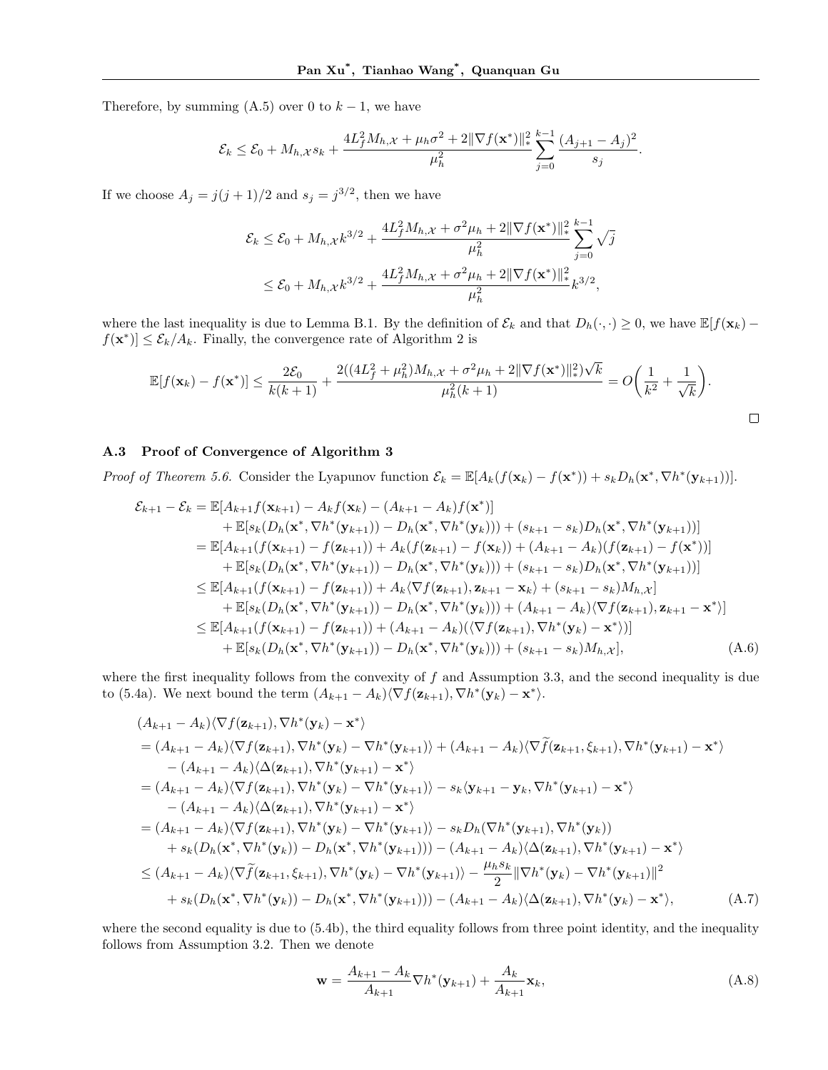Therefore, by summing (A.5) over 0 to $k-1$, we have

$$
\mathcal{E}_k \le \mathcal{E}_0 + M_{h,\mathcal{X}} s_k + \frac{4L_f^2 M_{h,\mathcal{X}} + \mu_h \sigma^2 + 2\|\nabla f(\mathbf{x}^*)\|_*^2}{\mu_h^2} \sum_{j=0}^{k-1} \frac{(A_{j+1} - A_j)^2}{s_j}.
$$

If we choose $A_j = j(j+1)/2$ and $s_j = j^{3/2}$, then we have

$$
\begin{aligned}
\mathcal{E}_k &\le \mathcal{E}_0 + M_{h,\mathcal{X}} k^{3/2} + \frac{4L_f^2 M_{h,\mathcal{X}} + \sigma^2 \mu_h + 2\|\nabla f(\mathbf{x}^*)\|_*^2}{\mu_h^2} \sum_{j=0}^{k-1} \sqrt{j} \\
&\le \mathcal{E}_0 + M_{h,\mathcal{X}} k^{3/2} + \frac{4L_f^2 M_{h,\mathcal{X}} + \sigma^2 \mu_h + 2\|\nabla f(\mathbf{x}^*)\|_*^2}{\mu_h^2} k^{3/2},
\end{aligned}
$$

where the last inequality is due to Lemma B.1. By the definition of $\mathcal{E}_k$ and that $D_h(\cdot,\cdot) \ge 0$, we have $\mathbb{E}[f(\mathbf{x}_k) - f(\mathbf{x}^*)] \le \mathcal{E}_k / A_k$. Finally, the convergence rate of Algorithm 2 is

$$
\mathbb{E}[f(\mathbf{x}_k) - f(\mathbf{x}^*)] \le \frac{2\mathcal{E}_0}{k(k+1)} + \frac{2((4L_f^2 + \mu_h^2) M_{h,\mathcal{X}} + \sigma^2 \mu_h + 2\|\nabla f(\mathbf{x}^*)\|_*^2)\sqrt{k}}{\mu_h^2 (k+1)} = O\bigg(\frac{1}{k^2} + \frac{1}{\sqrt{k}}\bigg).
$$

□

### A.3 Proof of Convergence of Algorithm 3

*Proof of Theorem 5.6.* Consider the Lyapunov function $\mathcal{E}_k = \mathbb{E}[A_k(f(\mathbf{x}_k) - f(\mathbf{x}^*)) + s_k D_h(\mathbf{x}^*, \nabla h^*(\mathbf{y}_{k+1}))]$.

$$
\begin{aligned}
\mathcal{E}_{k+1} - \mathcal{E}_k &= \mathbb{E}[A_{k+1} f(\mathbf{x}_{k+1}) - A_k f(\mathbf{x}_k) - (A_{k+1} - A_k) f(\mathbf{x}^*)] \\
&\quad + \mathbb{E}[s_k(D_h(\mathbf{x}^*, \nabla h^*(\mathbf{y}_{k+1})) - D_h(\mathbf{x}^*, \nabla h^*(\mathbf{y}_k))) + (s_{k+1} - s_k) D_h(\mathbf{x}^*, \nabla h^*(\mathbf{y}_{k+1}))] \\
&= \mathbb{E}[A_{k+1}(f(\mathbf{x}_{k+1}) - f(\mathbf{z}_{k+1})) + A_k(f(\mathbf{z}_{k+1}) - f(\mathbf{x}_k)) + (A_{k+1} - A_k)(f(\mathbf{z}_{k+1}) - f(\mathbf{x}^*))] \\
&\quad + \mathbb{E}[s_k(D_h(\mathbf{x}^*, \nabla h^*(\mathbf{y}_{k+1})) - D_h(\mathbf{x}^*, \nabla h^*(\mathbf{y}_k))) + (s_{k+1} - s_k) D_h(\mathbf{x}^*, \nabla h^*(\mathbf{y}_{k+1}))] \\
&\le \mathbb{E}[A_{k+1}(f(\mathbf{x}_{k+1}) - f(\mathbf{z}_{k+1})) + A_k \langle \nabla f(\mathbf{z}_{k+1}), \mathbf{z}_{k+1} - \mathbf{x}_k \rangle + (s_{k+1} - s_k) M_{h,\mathcal{X}}] \\
&\quad + \mathbb{E}[s_k(D_h(\mathbf{x}^*, \nabla h^*(\mathbf{y}_{k+1})) - D_h(\mathbf{x}^*, \nabla h^*(\mathbf{y}_k))) + (A_{k+1} - A_k) \langle \nabla f(\mathbf{z}_{k+1}), \mathbf{z}_{k+1} - \mathbf{x}^* \rangle] \\
&\le \mathbb{E}[A_{k+1}(f(\mathbf{x}_{k+1}) - f(\mathbf{z}_{k+1})) + (A_{k+1} - A_k)(\langle \nabla f(\mathbf{z}_{k+1}), \nabla h^*(\mathbf{y}_k) - \mathbf{x}^* \rangle)] \\
&\quad + \mathbb{E}[s_k(D_h(\mathbf{x}^*, \nabla h^*(\mathbf{y}_{k+1})) - D_h(\mathbf{x}^*, \nabla h^*(\mathbf{y}_k))) + (s_{k+1} - s_k) M_{h,\mathcal{X}}],
\end{aligned} \tag{A.6}
$$

where the first inequality follows from the convexity of $f$ and Assumption 3.3, and the second inequality is due to (5.4a). We next bound the term $(A_{k+1} - A_k)\langle \nabla f(\mathbf{z}_{k+1}), \nabla h^*(\mathbf{y}_k) - \mathbf{x}^* \rangle$.

$$
\begin{aligned}
&(A_{k+1} - A_k)\langle \nabla f(\mathbf{z}_{k+1}), \nabla h^*(\mathbf{y}_k) - \mathbf{x}^* \rangle \\
&= (A_{k+1} - A_k)\langle \nabla f(\mathbf{z}_{k+1}), \nabla h^*(\mathbf{y}_k) - \nabla h^*(\mathbf{y}_{k+1}) \rangle + (A_{k+1} - A_k)\langle \nabla \widetilde{f}(\mathbf{z}_{k+1}, \xi_{k+1}), \nabla h^*(\mathbf{y}_{k+1}) - \mathbf{x}^* \rangle \\
&\quad - (A_{k+1} - A_k)\langle \Delta(\mathbf{z}_{k+1}), \nabla h^*(\mathbf{y}_{k+1}) - \mathbf{x}^* \rangle \\
&= (A_{k+1} - A_k)\langle \nabla f(\mathbf{z}_{k+1}), \nabla h^*(\mathbf{y}_k) - \nabla h^*(\mathbf{y}_{k+1}) \rangle - s_k \langle \mathbf{y}_{k+1} - \mathbf{y}_k, \nabla h^*(\mathbf{y}_{k+1}) - \mathbf{x}^* \rangle \\
&\quad - (A_{k+1} - A_k)\langle \Delta(\mathbf{z}_{k+1}), \nabla h^*(\mathbf{y}_{k+1}) - \mathbf{x}^* \rangle \\
&= (A_{k+1} - A_k)\langle \nabla f(\mathbf{z}_{k+1}), \nabla h^*(\mathbf{y}_k) - \nabla h^*(\mathbf{y}_{k+1}) \rangle - s_k D_h(\nabla h^*(\mathbf{y}_{k+1}), \nabla h^*(\mathbf{y}_k)) \\
&\quad + s_k(D_h(\mathbf{x}^*, \nabla h^*(\mathbf{y}_k)) - D_h(\mathbf{x}^*, \nabla h^*(\mathbf{y}_{k+1}))) - (A_{k+1} - A_k)\langle \Delta(\mathbf{z}_{k+1}), \nabla h^*(\mathbf{y}_{k+1}) - \mathbf{x}^* \rangle \\
&\le (A_{k+1} - A_k)\langle \nabla \widetilde{f}(\mathbf{z}_{k+1}, \xi_{k+1}), \nabla h^*(\mathbf{y}_k) - \nabla h^*(\mathbf{y}_{k+1}) \rangle - \frac{\mu_h s_k}{2}\|\nabla h^*(\mathbf{y}_k) - \nabla h^*(\mathbf{y}_{k+1})\|^2 \\
&\quad + s_k(D_h(\mathbf{x}^*, \nabla h^*(\mathbf{y}_k)) - D_h(\mathbf{x}^*, \nabla h^*(\mathbf{y}_{k+1}))) - (A_{k+1} - A_k)\langle \Delta(\mathbf{z}_{k+1}), \nabla h^*(\mathbf{y}_k) - \mathbf{x}^* \rangle,
\end{aligned} \tag{A.7}
$$

where the second equality is due to (5.4b), the third equality follows from three point identity, and the inequality follows from Assumption 3.2. Then we denote

$$
\mathbf{w} = \frac{A_{k+1} - A_k}{A_{k+1}} \nabla h^*(\mathbf{y}_{k+1}) + \frac{A_k}{A_{k+1}} \mathbf{x}_k, \tag{A.8}
$$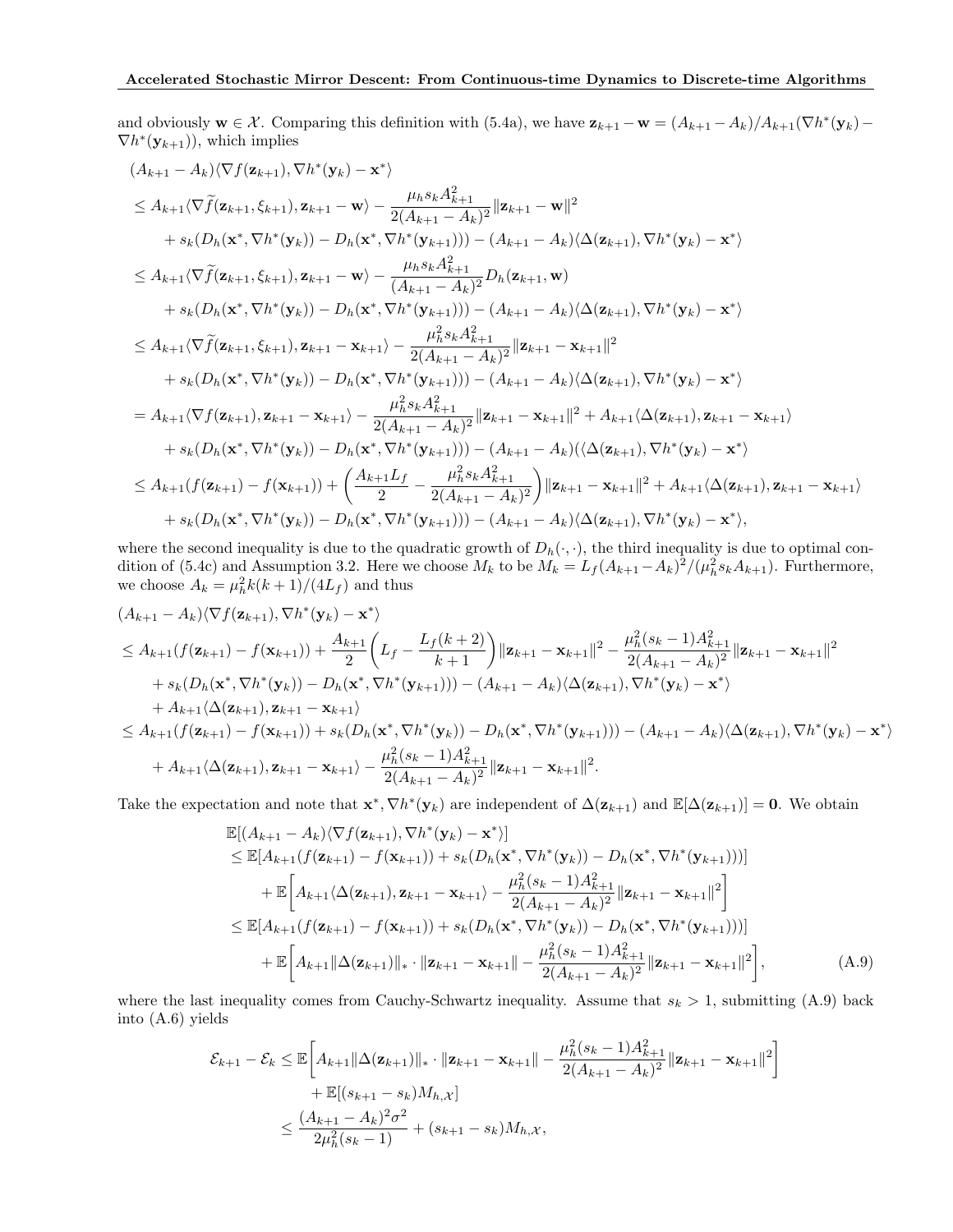and obviously $\mathbf{w} \in \mathcal{X}$. Comparing this definition with (5.4a), we have $\mathbf{z}_{k+1} - \mathbf{w} = (A_{k+1} - A_k)/A_{k+1}(\nabla h^*(\mathbf{y}_k) - \nabla h^*(\mathbf{y}_{k+1}))$, which implies

$$
\begin{aligned}
&(A_{k+1} - A_k)\langle \nabla f(\mathbf{z}_{k+1}), \nabla h^*(\mathbf{y}_k) - \mathbf{x}^* \rangle \\
&\leq A_{k+1}\langle \nabla \widetilde{f}(\mathbf{z}_{k+1}, \xi_{k+1}), \mathbf{z}_{k+1} - \mathbf{w} \rangle - \frac{\mu_h s_k A_{k+1}^2}{2(A_{k+1} - A_k)^2}\|\mathbf{z}_{k+1} - \mathbf{w}\|^2 \\
&\quad + s_k(D_h(\mathbf{x}^*, \nabla h^*(\mathbf{y}_k)) - D_h(\mathbf{x}^*, \nabla h^*(\mathbf{y}_{k+1}))) - (A_{k+1} - A_k)\langle \Delta(\mathbf{z}_{k+1}), \nabla h^*(\mathbf{y}_k) - \mathbf{x}^* \rangle \\
&\leq A_{k+1}\langle \nabla \widetilde{f}(\mathbf{z}_{k+1}, \xi_{k+1}), \mathbf{z}_{k+1} - \mathbf{w} \rangle - \frac{\mu_h s_k A_{k+1}^2}{(A_{k+1} - A_k)^2} D_h(\mathbf{z}_{k+1}, \mathbf{w}) \\
&\quad + s_k(D_h(\mathbf{x}^*, \nabla h^*(\mathbf{y}_k)) - D_h(\mathbf{x}^*, \nabla h^*(\mathbf{y}_{k+1}))) - (A_{k+1} - A_k)\langle \Delta(\mathbf{z}_{k+1}), \nabla h^*(\mathbf{y}_k) - \mathbf{x}^* \rangle \\
&\leq A_{k+1}\langle \nabla \widetilde{f}(\mathbf{z}_{k+1}, \xi_{k+1}), \mathbf{z}_{k+1} - \mathbf{x}_{k+1} \rangle - \frac{\mu_h^2 s_k A_{k+1}^2}{2(A_{k+1} - A_k)^2}\|\mathbf{z}_{k+1} - \mathbf{x}_{k+1}\|^2 \\
&\quad + s_k(D_h(\mathbf{x}^*, \nabla h^*(\mathbf{y}_k)) - D_h(\mathbf{x}^*, \nabla h^*(\mathbf{y}_{k+1}))) - (A_{k+1} - A_k)\langle \Delta(\mathbf{z}_{k+1}), \nabla h^*(\mathbf{y}_k) - \mathbf{x}^* \rangle \\
&= A_{k+1}\langle \nabla f(\mathbf{z}_{k+1}), \mathbf{z}_{k+1} - \mathbf{x}_{k+1} \rangle - \frac{\mu_h^2 s_k A_{k+1}^2}{2(A_{k+1} - A_k)^2}\|\mathbf{z}_{k+1} - \mathbf{x}_{k+1}\|^2 + A_{k+1}\langle \Delta(\mathbf{z}_{k+1}), \mathbf{z}_{k+1} - \mathbf{x}_{k+1} \rangle \\
&\quad + s_k(D_h(\mathbf{x}^*, \nabla h^*(\mathbf{y}_k)) - D_h(\mathbf{x}^*, \nabla h^*(\mathbf{y}_{k+1}))) - (A_{k+1} - A_k)(\langle \Delta(\mathbf{z}_{k+1}), \nabla h^*(\mathbf{y}_k) - \mathbf{x}^* \rangle \\
&\leq A_{k+1}(f(\mathbf{z}_{k+1}) - f(\mathbf{x}_{k+1})) + \left(\frac{A_{k+1}L_f}{2} - \frac{\mu_h^2 s_k A_{k+1}^2}{2(A_{k+1} - A_k)^2}\right)\|\mathbf{z}_{k+1} - \mathbf{x}_{k+1}\|^2 + A_{k+1}\langle \Delta(\mathbf{z}_{k+1}), \mathbf{z}_{k+1} - \mathbf{x}_{k+1} \rangle \\
&\quad + s_k(D_h(\mathbf{x}^*, \nabla h^*(\mathbf{y}_k)) - D_h(\mathbf{x}^*, \nabla h^*(\mathbf{y}_{k+1}))) - (A_{k+1} - A_k)\langle \Delta(\mathbf{z}_{k+1}), \nabla h^*(\mathbf{y}_k) - \mathbf{x}^* \rangle,
\end{aligned}
$$

where the second inequality is due to the quadratic growth of $D_h(\cdot, \cdot)$, the third inequality is due to optimal condition of (5.4c) and Assumption 3.2. Here we choose $M_k$ to be $M_k = L_f(A_{k+1} - A_k)^2/(\mu_h^2 s_k A_{k+1})$. Furthermore, we choose $A_k = \mu_h^2 k(k+1)/(4L_f)$ and thus

$$
\begin{aligned}
&(A_{k+1} - A_k)\langle \nabla f(\mathbf{z}_{k+1}), \nabla h^*(\mathbf{y}_k) - \mathbf{x}^* \rangle \\
&\leq A_{k+1}(f(\mathbf{z}_{k+1}) - f(\mathbf{x}_{k+1})) + \frac{A_{k+1}}{2}\left(L_f - \frac{L_f(k+2)}{k+1}\right)\|\mathbf{z}_{k+1} - \mathbf{x}_{k+1}\|^2 - \frac{\mu_h^2(s_k - 1)A_{k+1}^2}{2(A_{k+1} - A_k)^2}\|\mathbf{z}_{k+1} - \mathbf{x}_{k+1}\|^2 \\
&\quad + s_k(D_h(\mathbf{x}^*, \nabla h^*(\mathbf{y}_k)) - D_h(\mathbf{x}^*, \nabla h^*(\mathbf{y}_{k+1}))) - (A_{k+1} - A_k)\langle \Delta(\mathbf{z}_{k+1}), \nabla h^*(\mathbf{y}_k) - \mathbf{x}^* \rangle \\
&\quad + A_{k+1}\langle \Delta(\mathbf{z}_{k+1}), \mathbf{z}_{k+1} - \mathbf{x}_{k+1} \rangle \\
&\leq A_{k+1}(f(\mathbf{z}_{k+1}) - f(\mathbf{x}_{k+1})) + s_k(D_h(\mathbf{x}^*, \nabla h^*(\mathbf{y}_k)) - D_h(\mathbf{x}^*, \nabla h^*(\mathbf{y}_{k+1}))) - (A_{k+1} - A_k)\langle \Delta(\mathbf{z}_{k+1}), \nabla h^*(\mathbf{y}_k) - \mathbf{x}^* \rangle \\
&\quad + A_{k+1}\langle \Delta(\mathbf{z}_{k+1}), \mathbf{z}_{k+1} - \mathbf{x}_{k+1} \rangle - \frac{\mu_h^2(s_k - 1)A_{k+1}^2}{2(A_{k+1} - A_k)^2}\|\mathbf{z}_{k+1} - \mathbf{x}_{k+1}\|^2.
\end{aligned}
$$

Take the expectation and note that $\mathbf{x}^*, \nabla h^*(\mathbf{y}_k)$ are independent of $\Delta(\mathbf{z}_{k+1})$ and $\mathbb{E}[\Delta(\mathbf{z}_{k+1})] = \mathbf{0}$. We obtain

$$
\begin{aligned}
&\mathbb{E}[(A_{k+1} - A_k)\langle \nabla f(\mathbf{z}_{k+1}), \nabla h^*(\mathbf{y}_k) - \mathbf{x}^* \rangle] \\
&\leq \mathbb{E}[A_{k+1}(f(\mathbf{z}_{k+1}) - f(\mathbf{x}_{k+1})) + s_k(D_h(\mathbf{x}^*, \nabla h^*(\mathbf{y}_k)) - D_h(\mathbf{x}^*, \nabla h^*(\mathbf{y}_{k+1})))] \\
&\quad + \mathbb{E}\left[A_{k+1}\langle \Delta(\mathbf{z}_{k+1}), \mathbf{z}_{k+1} - \mathbf{x}_{k+1} \rangle - \frac{\mu_h^2(s_k - 1)A_{k+1}^2}{2(A_{k+1} - A_k)^2}\|\mathbf{z}_{k+1} - \mathbf{x}_{k+1}\|^2\right] \\
&\leq \mathbb{E}[A_{k+1}(f(\mathbf{z}_{k+1}) - f(\mathbf{x}_{k+1})) + s_k(D_h(\mathbf{x}^*, \nabla h^*(\mathbf{y}_k)) - D_h(\mathbf{x}^*, \nabla h^*(\mathbf{y}_{k+1})))] \\
&\quad + \mathbb{E}\left[A_{k+1}\|\Delta(\mathbf{z}_{k+1})\|_* \cdot \|\mathbf{z}_{k+1} - \mathbf{x}_{k+1}\| - \frac{\mu_h^2(s_k - 1)A_{k+1}^2}{2(A_{k+1} - A_k)^2}\|\mathbf{z}_{k+1} - \mathbf{x}_{k+1}\|^2\right],
\end{aligned}
\tag{A.9}
$$

where the last inequality comes from Cauchy-Schwartz inequality. Assume that $s_k > 1$, submitting (A.9) back into (A.6) yields

$$
\begin{aligned}
\mathcal{E}_{k+1} - \mathcal{E}_k &\leq \mathbb{E}\left[A_{k+1}\|\Delta(\mathbf{z}_{k+1})\|_* \cdot \|\mathbf{z}_{k+1} - \mathbf{x}_{k+1}\| - \frac{\mu_h^2(s_k - 1)A_{k+1}^2}{2(A_{k+1} - A_k)^2}\|\mathbf{z}_{k+1} - \mathbf{x}_{k+1}\|^2\right] \\
&\quad + \mathbb{E}[(s_{k+1} - s_k)M_{h,\mathcal{X}}] \\
&\leq \frac{(A_{k+1} - A_k)^2\sigma^2}{2\mu_h^2(s_k - 1)} + (s_{k+1} - s_k)M_{h,\mathcal{X}},
\end{aligned}
$$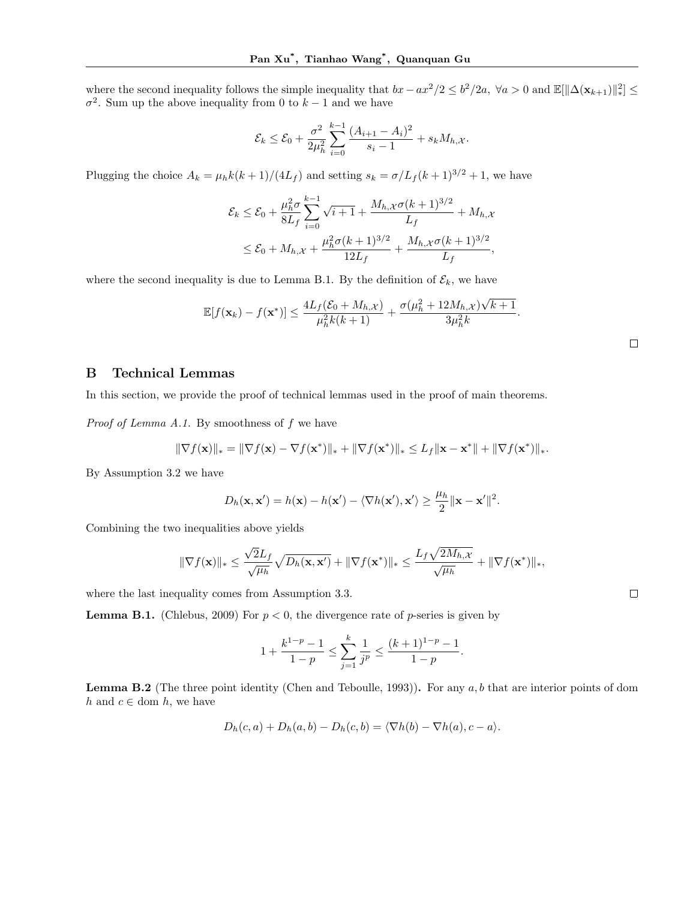where the second inequality follows the simple inequality that $bx - ax^2/2 \leq b^2/2a$, $\forall a > 0$ and $\mathbb{E}[\|\Delta(\mathbf{x}_{k+1})\|_*^2] \leq \sigma^2$. Sum up the above inequality from 0 to $k-1$ and we have

$$
\mathcal{E}_k \leq \mathcal{E}_0 + \frac{\sigma^2}{2\mu_h^2} \sum_{i=0}^{k-1} \frac{(A_{i+1} - A_i)^2}{s_i - 1} + s_k M_{h,\mathcal{X}}.
$$

Plugging the choice $A_k = \mu_h k(k+1)/(4L_f)$ and setting $s_k = \sigma/L_f(k+1)^{3/2} + 1$, we have

$$
\begin{aligned}
\mathcal{E}_k &\leq \mathcal{E}_0 + \frac{\mu_h^2 \sigma}{8L_f} \sum_{i=0}^{k-1} \sqrt{i+1} + \frac{M_{h,\mathcal{X}} \sigma (k+1)^{3/2}}{L_f} + M_{h,\mathcal{X}} \\
&\leq \mathcal{E}_0 + M_{h,\mathcal{X}} + \frac{\mu_h^2 \sigma (k+1)^{3/2}}{12L_f} + \frac{M_{h,\mathcal{X}} \sigma (k+1)^{3/2}}{L_f},
\end{aligned}
$$

where the second inequality is due to Lemma B.1. By the definition of $\mathcal{E}_k$, we have

$$
\mathbb{E}[f(\mathbf{x}_k) - f(\mathbf{x}^*)] \leq \frac{4L_f(\mathcal{E}_0 + M_{h,\mathcal{X}})}{\mu_h^2 k(k+1)} + \frac{\sigma(\mu_h^2 + 12M_{h,\mathcal{X}})\sqrt{k+1}}{3\mu_h^2 k}.
$$

□

## B Technical Lemmas

In this section, we provide the proof of technical lemmas used in the proof of main theorems.

*Proof of Lemma A.1.* By smoothness of $f$ we have

$$
\|\nabla f(\mathbf{x})\|_* = \|\nabla f(\mathbf{x}) - \nabla f(\mathbf{x}^*)\|_* + \|\nabla f(\mathbf{x}^*)\|_* \leq L_f \|\mathbf{x} - \mathbf{x}^*\| + \|\nabla f(\mathbf{x}^*)\|_*.
$$

By Assumption 3.2 we have

$$
D_h(\mathbf{x}, \mathbf{x}') = h(\mathbf{x}) - h(\mathbf{x}') - \langle \nabla h(\mathbf{x}'), \mathbf{x}' \rangle \geq \frac{\mu_h}{2} \|\mathbf{x} - \mathbf{x}'\|^2.
$$

Combining the two inequalities above yields

$$
\|\nabla f(\mathbf{x})\|_* \leq \frac{\sqrt{2} L_f}{\sqrt{\mu_h}} \sqrt{D_h(\mathbf{x}, \mathbf{x}')} + \|\nabla f(\mathbf{x}^*)\|_* \leq \frac{L_f \sqrt{2M_{h,\mathcal{X}}}}{\sqrt{\mu_h}} + \|\nabla f(\mathbf{x}^*)\|_*,
$$

where the last inequality comes from Assumption 3.3. □

**Lemma B.1.** (Chlebus, 2009) For $p < 0$, the divergence rate of $p$-series is given by

$$
1 + \frac{k^{1-p} - 1}{1-p} \leq \sum_{j=1}^{k} \frac{1}{j^p} \leq \frac{(k+1)^{1-p} - 1}{1-p}.
$$

**Lemma B.2** (The three point identity (Chen and Teboulle, 1993))**.** For any $a, b$ that are interior points of dom $h$ and $c \in$ dom $h$, we have

$$
D_h(c, a) + D_h(a, b) - D_h(c, b) = \langle \nabla h(b) - \nabla h(a), c - a \rangle.
$$